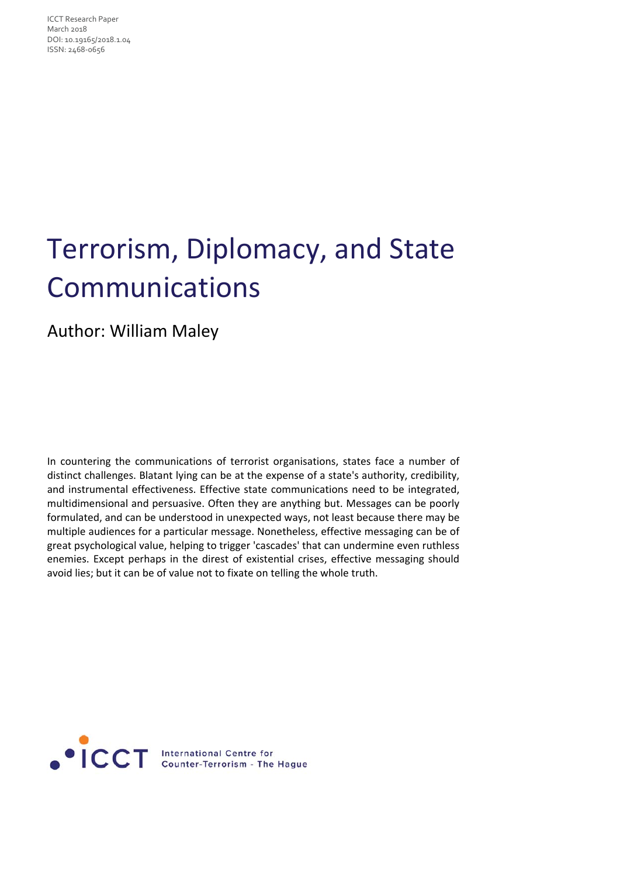ICCT Research Paper
March 2018
DOI: 10.19165/2018.1.04
ISSN: 2468-0656

# Terrorism, Diplomacy, and State Communications

Author: William Maley

In countering the communications of terrorist organisations, states face a number of distinct challenges. Blatant lying can be at the expense of a state's authority, credibility, and instrumental effectiveness. Effective state communications need to be integrated, multidimensional and persuasive. Often they are anything but. Messages can be poorly formulated, and can be understood in unexpected ways, not least because there may be multiple audiences for a particular message. Nonetheless, effective messaging can be of great psychological value, helping to trigger 'cascades' that can undermine even ruthless enemies. Except perhaps in the direst of existential crises, effective messaging should avoid lies; but it can be of value not to fixate on telling the whole truth.

ICCT International Centre for Counter-Terrorism - The Hague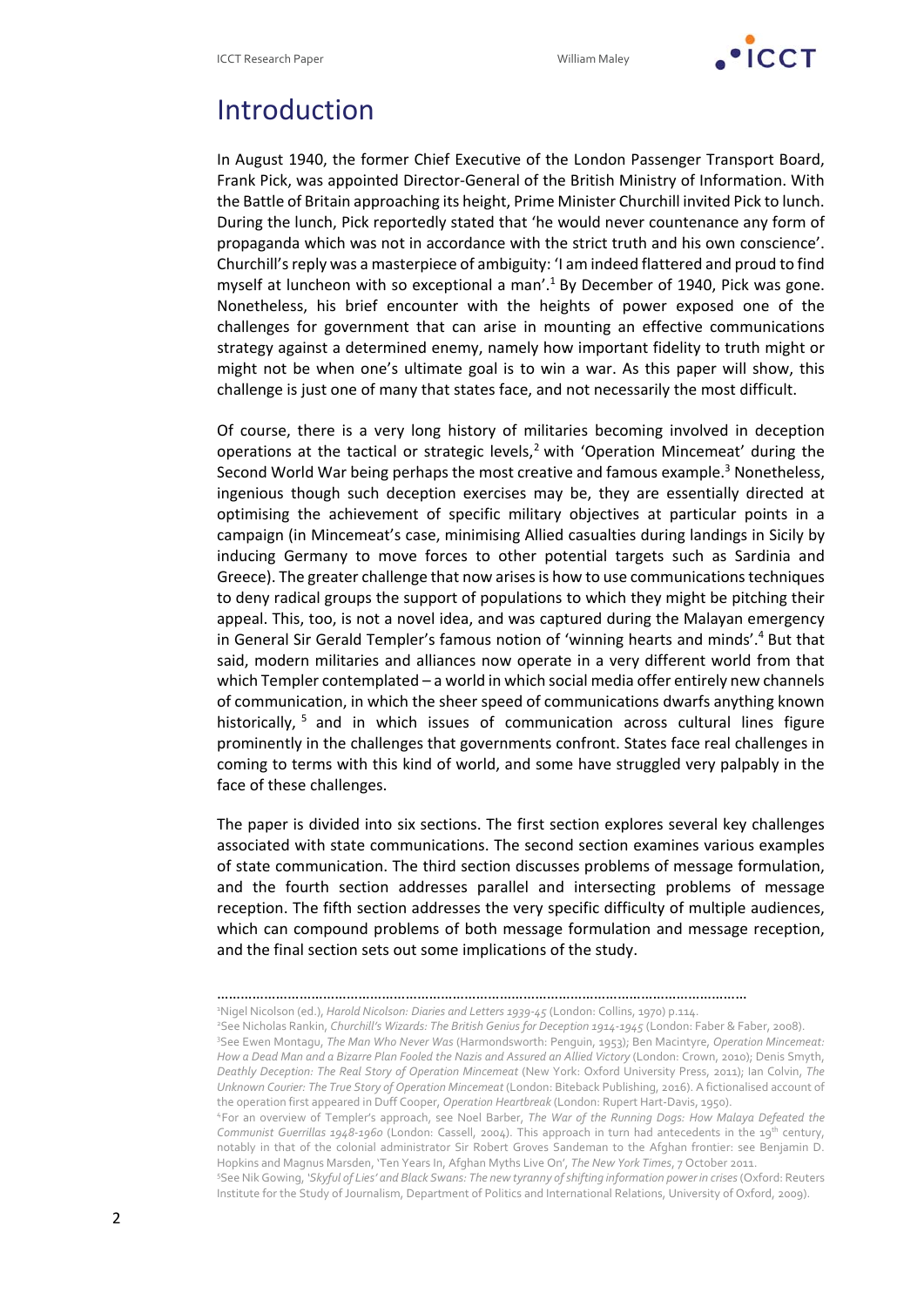# Introduction

In August 1940, the former Chief Executive of the London Passenger Transport Board, Frank Pick, was appointed Director-General of the British Ministry of Information. With the Battle of Britain approaching its height, Prime Minister Churchill invited Pick to lunch. During the lunch, Pick reportedly stated that 'he would never countenance any form of propaganda which was not in accordance with the strict truth and his own conscience'. Churchill's reply was a masterpiece of ambiguity: 'I am indeed flattered and proud to find myself at luncheon with so exceptional a man'.[1] By December of 1940, Pick was gone. Nonetheless, his brief encounter with the heights of power exposed one of the challenges for government that can arise in mounting an effective communications strategy against a determined enemy, namely how important fidelity to truth might or might not be when one's ultimate goal is to win a war. As this paper will show, this challenge is just one of many that states face, and not necessarily the most difficult.

Of course, there is a very long history of militaries becoming involved in deception operations at the tactical or strategic levels,[2] with 'Operation Mincemeat' during the Second World War being perhaps the most creative and famous example.[3] Nonetheless, ingenious though such deception exercises may be, they are essentially directed at optimising the achievement of specific military objectives at particular points in a campaign (in Mincemeat's case, minimising Allied casualties during landings in Sicily by inducing Germany to move forces to other potential targets such as Sardinia and Greece). The greater challenge that now arises is how to use communications techniques to deny radical groups the support of populations to which they might be pitching their appeal. This, too, is not a novel idea, and was captured during the Malayan emergency in General Sir Gerald Templer's famous notion of 'winning hearts and minds'.[4] But that said, modern militaries and alliances now operate in a very different world from that which Templer contemplated – a world in which social media offer entirely new channels of communication, in which the sheer speed of communications dwarfs anything known historically,[5] and in which issues of communication across cultural lines figure prominently in the challenges that governments confront. States face real challenges in coming to terms with this kind of world, and some have struggled very palpably in the face of these challenges.

The paper is divided into six sections. The first section explores several key challenges associated with state communications. The second section examines various examples of state communication. The third section discusses problems of message formulation, and the fourth section addresses parallel and intersecting problems of message reception. The fifth section addresses the very specific difficulty of multiple audiences, which can compound problems of both message formulation and message reception, and the final section sets out some implications of the study.

---

[1] Nigel Nicolson (ed.), *Harold Nicolson: Diaries and Letters 1939-45* (London: Collins, 1970) p.114.

[2] See Nicholas Rankin, *Churchill's Wizards: The British Genius for Deception 1914-1945* (London: Faber & Faber, 2008).

[3] See Ewen Montagu, *The Man Who Never Was* (Harmondsworth: Penguin, 1953); Ben Macintyre, *Operation Mincemeat: How a Dead Man and a Bizarre Plan Fooled the Nazis and Assured an Allied Victory* (London: Crown, 2010); Denis Smyth, *Deathly Deception: The Real Story of Operation Mincemeat* (New York: Oxford University Press, 2011); Ian Colvin, *The Unknown Courier: The True Story of Operation Mincemeat* (London: Biteback Publishing, 2016). A fictionalised account of the operation first appeared in Duff Cooper, *Operation Heartbreak* (London: Rupert Hart-Davis, 1950).

[4] For an overview of Templer's approach, see Noel Barber, *The War of the Running Dogs: How Malaya Defeated the Communist Guerrillas 1948-1960* (London: Cassell, 2004). This approach in turn had antecedents in the 19th century, notably in that of the colonial administrator Sir Robert Groves Sandeman to the Afghan frontier: see Benjamin D. Hopkins and Magnus Marsden, 'Ten Years In, Afghan Myths Live On', *The New York Times*, 7 October 2011.

[5] See Nik Gowing, *'Skyful of Lies' and Black Swans: The new tyranny of shifting information power in crises* (Oxford: Reuters Institute for the Study of Journalism, Department of Politics and International Relations, University of Oxford, 2009).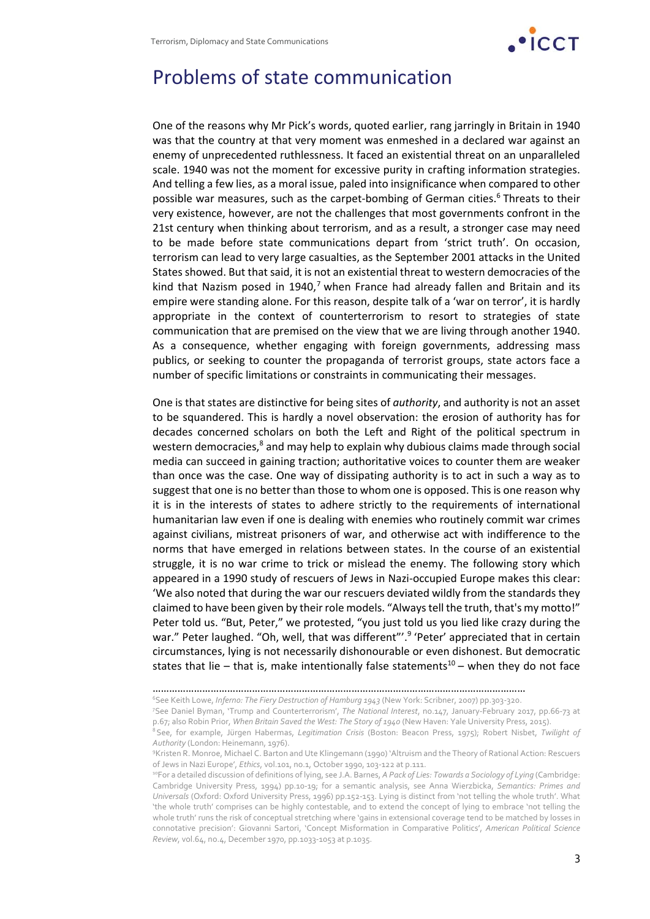# Problems of state communication

One of the reasons why Mr Pick's words, quoted earlier, rang jarringly in Britain in 1940 was that the country at that very moment was enmeshed in a declared war against an enemy of unprecedented ruthlessness. It faced an existential threat on an unparalleled scale. 1940 was not the moment for excessive purity in crafting information strategies. And telling a few lies, as a moral issue, paled into insignificance when compared to other possible war measures, such as the carpet-bombing of German cities.[6] Threats to their very existence, however, are not the challenges that most governments confront in the 21st century when thinking about terrorism, and as a result, a stronger case may need to be made before state communications depart from 'strict truth'. On occasion, terrorism can lead to very large casualties, as the September 2001 attacks in the United States showed. But that said, it is not an existential threat to western democracies of the kind that Nazism posed in 1940,[7] when France had already fallen and Britain and its empire were standing alone. For this reason, despite talk of a 'war on terror', it is hardly appropriate in the context of counterterrorism to resort to strategies of state communication that are premised on the view that we are living through another 1940. As a consequence, whether engaging with foreign governments, addressing mass publics, or seeking to counter the propaganda of terrorist groups, state actors face a number of specific limitations or constraints in communicating their messages.

One is that states are distinctive for being sites of *authority*, and authority is not an asset to be squandered. This is hardly a novel observation: the erosion of authority has for decades concerned scholars on both the Left and Right of the political spectrum in western democracies,[8] and may help to explain why dubious claims made through social media can succeed in gaining traction; authoritative voices to counter them are weaker than once was the case. One way of dissipating authority is to act in such a way as to suggest that one is no better than those to whom one is opposed. This is one reason why it is in the interests of states to adhere strictly to the requirements of international humanitarian law even if one is dealing with enemies who routinely commit war crimes against civilians, mistreat prisoners of war, and otherwise act with indifference to the norms that have emerged in relations between states. In the course of an existential struggle, it is no war crime to trick or mislead the enemy. The following story which appeared in a 1990 study of rescuers of Jews in Nazi-occupied Europe makes this clear: 'We also noted that during the war our rescuers deviated wildly from the standards they claimed to have been given by their role models. "Always tell the truth, that's my motto!" Peter told us. "But, Peter," we protested, "you just told us you lied like crazy during the war." Peter laughed. "Oh, well, that was different"'.[9] 'Peter' appreciated that in certain circumstances, lying is not necessarily dishonourable or even dishonest. But democratic states that lie – that is, make intentionally false statements[10] – when they do not face

---

[6] See Keith Lowe, *Inferno: The Fiery Destruction of Hamburg 1943* (New York: Scribner, 2007) pp.303-320.

[7] See Daniel Byman, 'Trump and Counterterrorism', *The National Interest*, no.147, January-February 2017, pp.66-73 at p.67; also Robin Prior, *When Britain Saved the West: The Story of 1940* (New Haven: Yale University Press, 2015).

[8] See, for example, Jürgen Habermas, *Legitimation Crisis* (Boston: Beacon Press, 1975); Robert Nisbet, *Twilight of Authority* (London: Heinemann, 1976).

[9] Kristen R. Monroe, Michael C. Barton and Ute Klingemann (1990) 'Altruism and the Theory of Rational Action: Rescuers of Jews in Nazi Europe', *Ethics*, vol.101, no.1, October 1990, 103-122 at p.111.

[10] For a detailed discussion of definitions of lying, see J.A. Barnes, *A Pack of Lies: Towards a Sociology of Lying* (Cambridge: Cambridge University Press, 1994) pp.10-19; for a semantic analysis, see Anna Wierzbicka, *Semantics: Primes and Universals* (Oxford: Oxford University Press, 1996) pp.152-153. Lying is distinct from 'not telling the whole truth'. What 'the whole truth' comprises can be highly contestable, and to extend the concept of lying to embrace 'not telling the whole truth' runs the risk of conceptual stretching where 'gains in extensional coverage tend to be matched by losses in connotative precision': Giovanni Sartori, 'Concept Misformation in Comparative Politics', *American Political Science Review*, vol.64, no.4, December 1970, pp.1033-1053 at p.1035.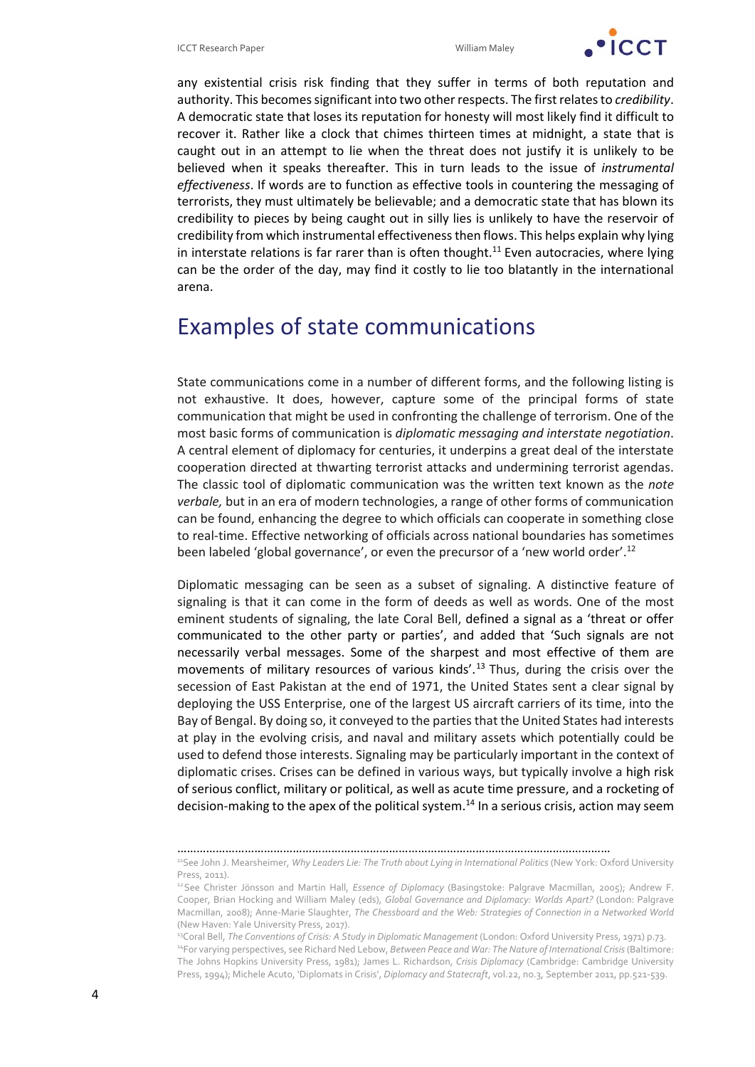any existential crisis risk finding that they suffer in terms of both reputation and authority. This becomes significant into two other respects. The first relates to *credibility*. A democratic state that loses its reputation for honesty will most likely find it difficult to recover it. Rather like a clock that chimes thirteen times at midnight, a state that is caught out in an attempt to lie when the threat does not justify it is unlikely to be believed when it speaks thereafter. This in turn leads to the issue of *instrumental effectiveness*. If words are to function as effective tools in countering the messaging of terrorists, they must ultimately be believable; and a democratic state that has blown its credibility to pieces by being caught out in silly lies is unlikely to have the reservoir of credibility from which instrumental effectiveness then flows. This helps explain why lying in interstate relations is far rarer than is often thought.[11] Even autocracies, where lying can be the order of the day, may find it costly to lie too blatantly in the international arena.

## Examples of state communications

State communications come in a number of different forms, and the following listing is not exhaustive. It does, however, capture some of the principal forms of state communication that might be used in confronting the challenge of terrorism. One of the most basic forms of communication is *diplomatic messaging and interstate negotiation*. A central element of diplomacy for centuries, it underpins a great deal of the interstate cooperation directed at thwarting terrorist attacks and undermining terrorist agendas. The classic tool of diplomatic communication was the written text known as the *note verbale,* but in an era of modern technologies, a range of other forms of communication can be found, enhancing the degree to which officials can cooperate in something close to real-time. Effective networking of officials across national boundaries has sometimes been labeled 'global governance', or even the precursor of a 'new world order'.[12]

Diplomatic messaging can be seen as a subset of signaling. A distinctive feature of signaling is that it can come in the form of deeds as well as words. One of the most eminent students of signaling, the late Coral Bell, defined a signal as a 'threat or offer communicated to the other party or parties', and added that 'Such signals are not necessarily verbal messages. Some of the sharpest and most effective of them are movements of military resources of various kinds'.[13] Thus, during the crisis over the secession of East Pakistan at the end of 1971, the United States sent a clear signal by deploying the USS Enterprise, one of the largest US aircraft carriers of its time, into the Bay of Bengal. By doing so, it conveyed to the parties that the United States had interests at play in the evolving crisis, and naval and military assets which potentially could be used to defend those interests. Signaling may be particularly important in the context of diplomatic crises. Crises can be defined in various ways, but typically involve a high risk of serious conflict, military or political, as well as acute time pressure, and a rocketing of decision-making to the apex of the political system.[14] In a serious crisis, action may seem

---

[11] See John J. Mearsheimer, *Why Leaders Lie: The Truth about Lying in International Politics* (New York: Oxford University Press, 2011).

[12] See Christer Jönsson and Martin Hall, *Essence of Diplomacy* (Basingstoke: Palgrave Macmillan, 2005); Andrew F. Cooper, Brian Hocking and William Maley (eds), *Global Governance and Diplomacy: Worlds Apart?* (London: Palgrave Macmillan, 2008); Anne-Marie Slaughter, *The Chessboard and the Web: Strategies of Connection in a Networked World* (New Haven: Yale University Press, 2017).

[13] Coral Bell, *The Conventions of Crisis: A Study in Diplomatic Management* (London: Oxford University Press, 1971) p.73.

[14] For varying perspectives, see Richard Ned Lebow, *Between Peace and War: The Nature of International Crisis* (Baltimore: The Johns Hopkins University Press, 1981); James L. Richardson, *Crisis Diplomacy* (Cambridge: Cambridge University Press, 1994); Michele Acuto, 'Diplomats in Crisis', *Diplomacy and Statecraft*, vol.22, no.3, September 2011, pp.521-539.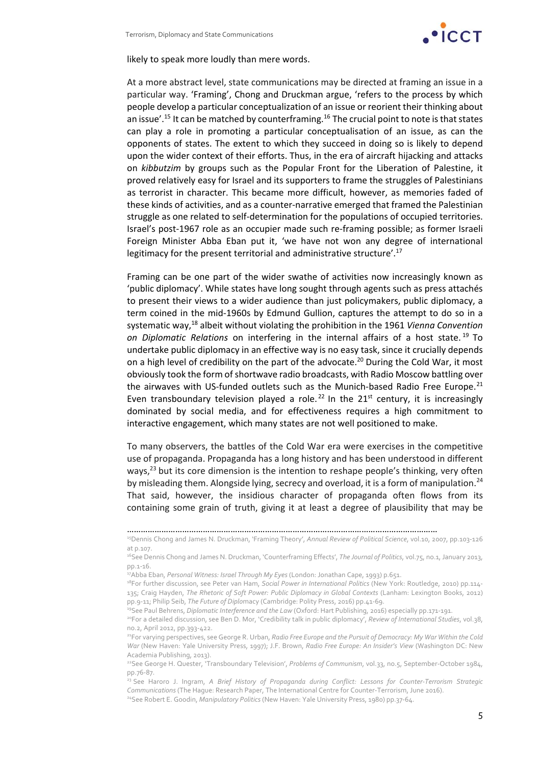likely to speak more loudly than mere words.

At a more abstract level, state communications may be directed at framing an issue in a particular way. 'Framing', Chong and Druckman argue, 'refers to the process by which people develop a particular conceptualization of an issue or reorient their thinking about an issue'.[15] It can be matched by counterframing.[16] The crucial point to note is that states can play a role in promoting a particular conceptualisation of an issue, as can the opponents of states. The extent to which they succeed in doing so is likely to depend upon the wider context of their efforts. Thus, in the era of aircraft hijacking and attacks on *kibbutzim* by groups such as the Popular Front for the Liberation of Palestine, it proved relatively easy for Israel and its supporters to frame the struggles of Palestinians as terrorist in character. This became more difficult, however, as memories faded of these kinds of activities, and as a counter-narrative emerged that framed the Palestinian struggle as one related to self-determination for the populations of occupied territories. Israel's post-1967 role as an occupier made such re-framing possible; as former Israeli Foreign Minister Abba Eban put it, 'we have not won any degree of international legitimacy for the present territorial and administrative structure'.[17]

Framing can be one part of the wider swathe of activities now increasingly known as 'public diplomacy'. While states have long sought through agents such as press attachés to present their views to a wider audience than just policymakers, public diplomacy, a term coined in the mid-1960s by Edmund Gullion, captures the attempt to do so in a systematic way,[18] albeit without violating the prohibition in the 1961 *Vienna Convention on Diplomatic Relations* on interfering in the internal affairs of a host state.[19] To undertake public diplomacy in an effective way is no easy task, since it crucially depends on a high level of credibility on the part of the advocate.[20] During the Cold War, it most obviously took the form of shortwave radio broadcasts, with Radio Moscow battling over the airwaves with US-funded outlets such as the Munich-based Radio Free Europe.[21] Even transboundary television played a role.[22] In the 21st century, it is increasingly dominated by social media, and for effectiveness requires a high commitment to interactive engagement, which many states are not well positioned to make.

To many observers, the battles of the Cold War era were exercises in the competitive use of propaganda. Propaganda has a long history and has been understood in different ways,[23] but its core dimension is the intention to reshape people's thinking, very often by misleading them. Alongside lying, secrecy and overload, it is a form of manipulation.[24] That said, however, the insidious character of propaganda often flows from its containing some grain of truth, giving it at least a degree of plausibility that may be

---

[15] Dennis Chong and James N. Druckman, 'Framing Theory', *Annual Review of Political Science*, vol.10, 2007, pp.103-126 at p.107.

[16] See Dennis Chong and James N. Druckman, 'Counterframing Effects', *The Journal of Politics*, vol.75, no.1, January 2013, pp.1-16.

[17] Abba Eban, *Personal Witness: Israel Through My Eyes* (London: Jonathan Cape, 1993) p.651.

[18] For further discussion, see Peter van Ham, *Social Power in International Politics* (New York: Routledge, 2010) pp.114-135; Craig Hayden, *The Rhetoric of Soft Power: Public Diplomacy in Global Contexts* (Lanham: Lexington Books, 2012) pp.9-11; Philip Seib, *The Future of Diplomacy* (Cambridge: Polity Press, 2016) pp.41-69.

[19] See Paul Behrens, *Diplomatic Interference and the Law* (Oxford: Hart Publishing, 2016) especially pp.171-191.

[20] For a detailed discussion, see Ben D. Mor, 'Credibility talk in public diplomacy', *Review of International Studies*, vol.38, no.2, April 2012, pp.393-422.

[21] For varying perspectives, see George R. Urban, *Radio Free Europe and the Pursuit of Democracy: My War Within the Cold War* (New Haven: Yale University Press, 1997); J.F. Brown, *Radio Free Europe: An Insider's View* (Washington DC: New Academia Publishing, 2013).

[22] See George H. Quester, 'Transboundary Television', *Problems of Communism*, vol.33, no.5, September-October 1984, pp.76-87.

[23] See Haroro J. Ingram, *A Brief History of Propaganda during Conflict: Lessons for Counter-Terrorism Strategic Communications* (The Hague: Research Paper, The International Centre for Counter-Terrorism, June 2016).

[24] See Robert E. Goodin, *Manipulatory Politics* (New Haven: Yale University Press, 1980) pp.37-64.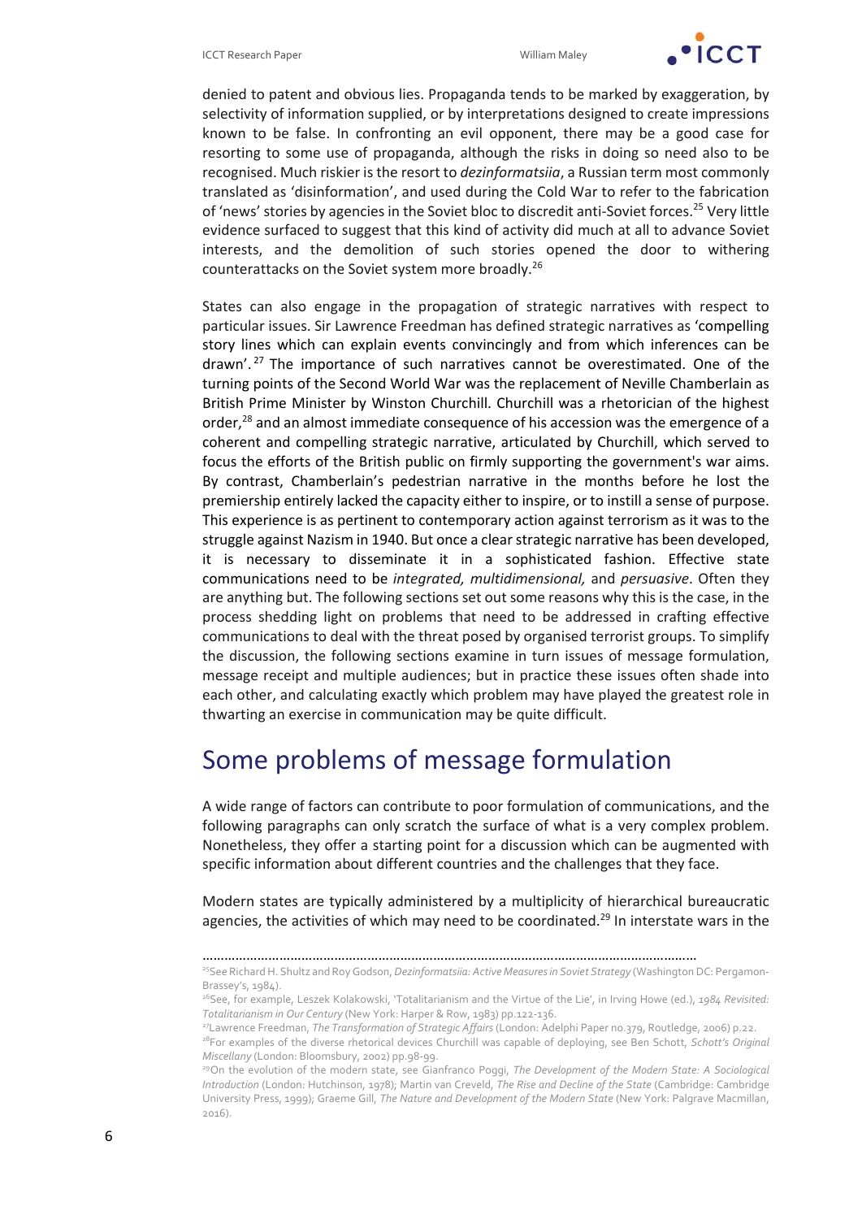denied to patent and obvious lies. Propaganda tends to be marked by exaggeration, by selectivity of information supplied, or by interpretations designed to create impressions known to be false. In confronting an evil opponent, there may be a good case for resorting to some use of propaganda, although the risks in doing so need also to be recognised. Much riskier is the resort to *dezinformatsiia*, a Russian term most commonly translated as 'disinformation', and used during the Cold War to refer to the fabrication of 'news' stories by agencies in the Soviet bloc to discredit anti-Soviet forces.[25] Very little evidence surfaced to suggest that this kind of activity did much at all to advance Soviet interests, and the demolition of such stories opened the door to withering counterattacks on the Soviet system more broadly.[26]

States can also engage in the propagation of strategic narratives with respect to particular issues. Sir Lawrence Freedman has defined strategic narratives as 'compelling story lines which can explain events convincingly and from which inferences can be drawn'.[27] The importance of such narratives cannot be overestimated. One of the turning points of the Second World War was the replacement of Neville Chamberlain as British Prime Minister by Winston Churchill. Churchill was a rhetorician of the highest order,[28] and an almost immediate consequence of his accession was the emergence of a coherent and compelling strategic narrative, articulated by Churchill, which served to focus the efforts of the British public on firmly supporting the government's war aims. By contrast, Chamberlain's pedestrian narrative in the months before he lost the premiership entirely lacked the capacity either to inspire, or to instill a sense of purpose. This experience is as pertinent to contemporary action against terrorism as it was to the struggle against Nazism in 1940. But once a clear strategic narrative has been developed, it is necessary to disseminate it in a sophisticated fashion. Effective state communications need to be *integrated, multidimensional,* and *persuasive*. Often they are anything but. The following sections set out some reasons why this is the case, in the process shedding light on problems that need to be addressed in crafting effective communications to deal with the threat posed by organised terrorist groups. To simplify the discussion, the following sections examine in turn issues of message formulation, message receipt and multiple audiences; but in practice these issues often shade into each other, and calculating exactly which problem may have played the greatest role in thwarting an exercise in communication may be quite difficult.

## Some problems of message formulation

A wide range of factors can contribute to poor formulation of communications, and the following paragraphs can only scratch the surface of what is a very complex problem. Nonetheless, they offer a starting point for a discussion which can be augmented with specific information about different countries and the challenges that they face.

Modern states are typically administered by a multiplicity of hierarchical bureaucratic agencies, the activities of which may need to be coordinated.[29] In interstate wars in the

---

[25] See Richard H. Shultz and Roy Godson, *Dezinformatsiia: Active Measures in Soviet Strategy* (Washington DC: Pergamon-Brassey's, 1984).

[26] See, for example, Leszek Kolakowski, 'Totalitarianism and the Virtue of the Lie', in Irving Howe (ed.), *1984 Revisited: Totalitarianism in Our Century* (New York: Harper & Row, 1983) pp.122-136.

[27] Lawrence Freedman, *The Transformation of Strategic Affairs* (London: Adelphi Paper no.379, Routledge, 2006) p.22.

[28] For examples of the diverse rhetorical devices Churchill was capable of deploying, see Ben Schott, *Schott's Original Miscellany* (London: Bloomsbury, 2002) pp.98-99.

[29] On the evolution of the modern state, see Gianfranco Poggi, *The Development of the Modern State: A Sociological Introduction* (London: Hutchinson, 1978); Martin van Creveld, *The Rise and Decline of the State* (Cambridge: Cambridge University Press, 1999); Graeme Gill, *The Nature and Development of the Modern State* (New York: Palgrave Macmillan, 2016).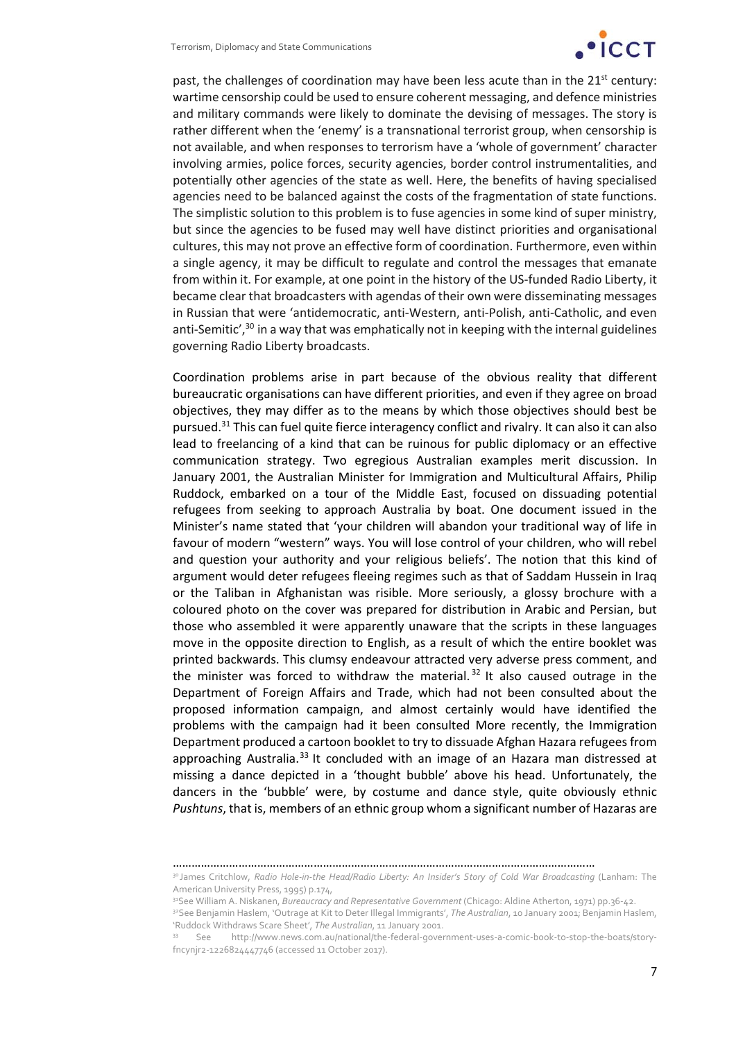past, the challenges of coordination may have been less acute than in the 21st century: wartime censorship could be used to ensure coherent messaging, and defence ministries and military commands were likely to dominate the devising of messages. The story is rather different when the 'enemy' is a transnational terrorist group, when censorship is not available, and when responses to terrorism have a 'whole of government' character involving armies, police forces, security agencies, border control instrumentalities, and potentially other agencies of the state as well. Here, the benefits of having specialised agencies need to be balanced against the costs of the fragmentation of state functions. The simplistic solution to this problem is to fuse agencies in some kind of super ministry, but since the agencies to be fused may well have distinct priorities and organisational cultures, this may not prove an effective form of coordination. Furthermore, even within a single agency, it may be difficult to regulate and control the messages that emanate from within it. For example, at one point in the history of the US-funded Radio Liberty, it became clear that broadcasters with agendas of their own were disseminating messages in Russian that were 'antidemocratic, anti-Western, anti-Polish, anti-Catholic, and even anti-Semitic',[30] in a way that was emphatically not in keeping with the internal guidelines governing Radio Liberty broadcasts.

Coordination problems arise in part because of the obvious reality that different bureaucratic organisations can have different priorities, and even if they agree on broad objectives, they may differ as to the means by which those objectives should best be pursued.[31] This can fuel quite fierce interagency conflict and rivalry. It can also it can also lead to freelancing of a kind that can be ruinous for public diplomacy or an effective communication strategy. Two egregious Australian examples merit discussion. In January 2001, the Australian Minister for Immigration and Multicultural Affairs, Philip Ruddock, embarked on a tour of the Middle East, focused on dissuading potential refugees from seeking to approach Australia by boat. One document issued in the Minister's name stated that 'your children will abandon your traditional way of life in favour of modern "western" ways. You will lose control of your children, who will rebel and question your authority and your religious beliefs'. The notion that this kind of argument would deter refugees fleeing regimes such as that of Saddam Hussein in Iraq or the Taliban in Afghanistan was risible. More seriously, a glossy brochure with a coloured photo on the cover was prepared for distribution in Arabic and Persian, but those who assembled it were apparently unaware that the scripts in these languages move in the opposite direction to English, as a result of which the entire booklet was printed backwards. This clumsy endeavour attracted very adverse press comment, and the minister was forced to withdraw the material.[32] It also caused outrage in the Department of Foreign Affairs and Trade, which had not been consulted about the proposed information campaign, and almost certainly would have identified the problems with the campaign had it been consulted More recently, the Immigration Department produced a cartoon booklet to try to dissuade Afghan Hazara refugees from approaching Australia.[33] It concluded with an image of an Hazara man distressed at missing a dance depicted in a 'thought bubble' above his head. Unfortunately, the dancers in the 'bubble' were, by costume and dance style, quite obviously ethnic *Pushtuns*, that is, members of an ethnic group whom a significant number of Hazaras are

---

[30] James Critchlow, *Radio Hole-in-the Head/Radio Liberty: An Insider's Story of Cold War Broadcasting* (Lanham: The American University Press, 1995) p.174,

[31] See William A. Niskanen, *Bureaucracy and Representative Government* (Chicago: Aldine Atherton, 1971) pp.36-42.

[32] See Benjamin Haslem, 'Outrage at Kit to Deter Illegal Immigrants', *The Australian*, 10 January 2001; Benjamin Haslem, 'Ruddock Withdraws Scare Sheet', *The Australian*, 11 January 2001.

[33] See http://www.news.com.au/national/the-federal-government-uses-a-comic-book-to-stop-the-boats/story-fncynjr2-1226824447746 (accessed 11 October 2017).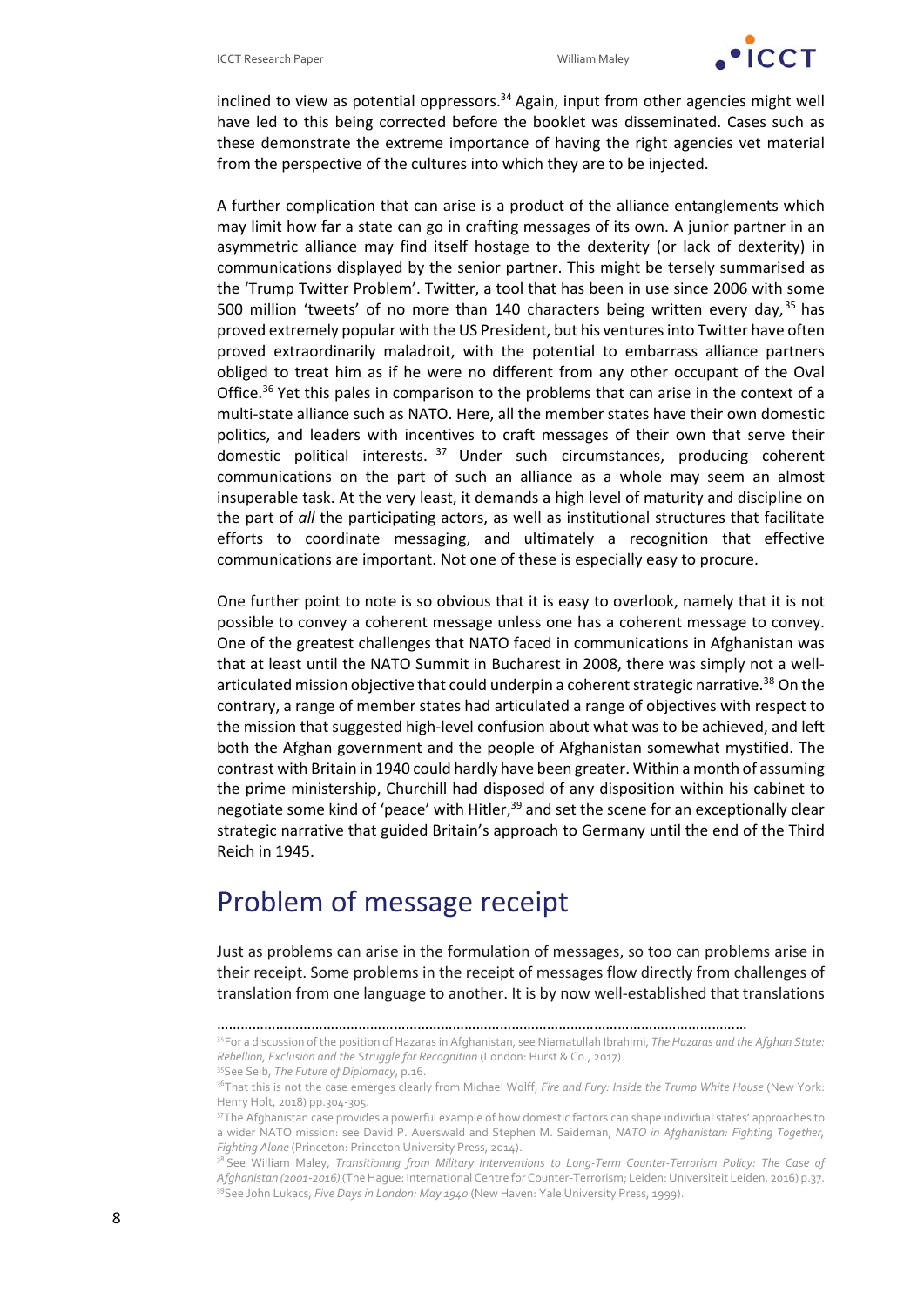inclined to view as potential oppressors.[34] Again, input from other agencies might well have led to this being corrected before the booklet was disseminated. Cases such as these demonstrate the extreme importance of having the right agencies vet material from the perspective of the cultures into which they are to be injected.

A further complication that can arise is a product of the alliance entanglements which may limit how far a state can go in crafting messages of its own. A junior partner in an asymmetric alliance may find itself hostage to the dexterity (or lack of dexterity) in communications displayed by the senior partner. This might be tersely summarised as the 'Trump Twitter Problem'. Twitter, a tool that has been in use since 2006 with some 500 million 'tweets' of no more than 140 characters being written every day,[35] has proved extremely popular with the US President, but his ventures into Twitter have often proved extraordinarily maladroit, with the potential to embarrass alliance partners obliged to treat him as if he were no different from any other occupant of the Oval Office.[36] Yet this pales in comparison to the problems that can arise in the context of a multi-state alliance such as NATO. Here, all the member states have their own domestic politics, and leaders with incentives to craft messages of their own that serve their domestic political interests.[37] Under such circumstances, producing coherent communications on the part of such an alliance as a whole may seem an almost insuperable task. At the very least, it demands a high level of maturity and discipline on the part of *all* the participating actors, as well as institutional structures that facilitate efforts to coordinate messaging, and ultimately a recognition that effective communications are important. Not one of these is especially easy to procure.

One further point to note is so obvious that it is easy to overlook, namely that it is not possible to convey a coherent message unless one has a coherent message to convey. One of the greatest challenges that NATO faced in communications in Afghanistan was that at least until the NATO Summit in Bucharest in 2008, there was simply not a well-articulated mission objective that could underpin a coherent strategic narrative.[38] On the contrary, a range of member states had articulated a range of objectives with respect to the mission that suggested high-level confusion about what was to be achieved, and left both the Afghan government and the people of Afghanistan somewhat mystified. The contrast with Britain in 1940 could hardly have been greater. Within a month of assuming the prime ministership, Churchill had disposed of any disposition within his cabinet to negotiate some kind of 'peace' with Hitler,[39] and set the scene for an exceptionally clear strategic narrative that guided Britain's approach to Germany until the end of the Third Reich in 1945.

## Problem of message receipt

Just as problems can arise in the formulation of messages, so too can problems arise in their receipt. Some problems in the receipt of messages flow directly from challenges of translation from one language to another. It is by now well-established that translations

---

[34] For a discussion of the position of Hazaras in Afghanistan, see Niamatullah Ibrahimi, *The Hazaras and the Afghan State: Rebellion, Exclusion and the Struggle for Recognition* (London: Hurst & Co., 2017).

[35] See Seib, *The Future of Diplomacy*, p.16.

[36] That this is not the case emerges clearly from Michael Wolff, *Fire and Fury: Inside the Trump White House* (New York: Henry Holt, 2018) pp.304-305.

[37] The Afghanistan case provides a powerful example of how domestic factors can shape individual states' approaches to a wider NATO mission: see David P. Auerswald and Stephen M. Saideman, *NATO in Afghanistan: Fighting Together, Fighting Alone* (Princeton: Princeton University Press, 2014).

[38] See William Maley, *Transitioning from Military Interventions to Long-Term Counter-Terrorism Policy: The Case of Afghanistan (2001-2016)* (The Hague: International Centre for Counter-Terrorism; Leiden: Universiteit Leiden, 2016) p.37.

[39] See John Lukacs, *Five Days in London: May 1940* (New Haven: Yale University Press, 1999).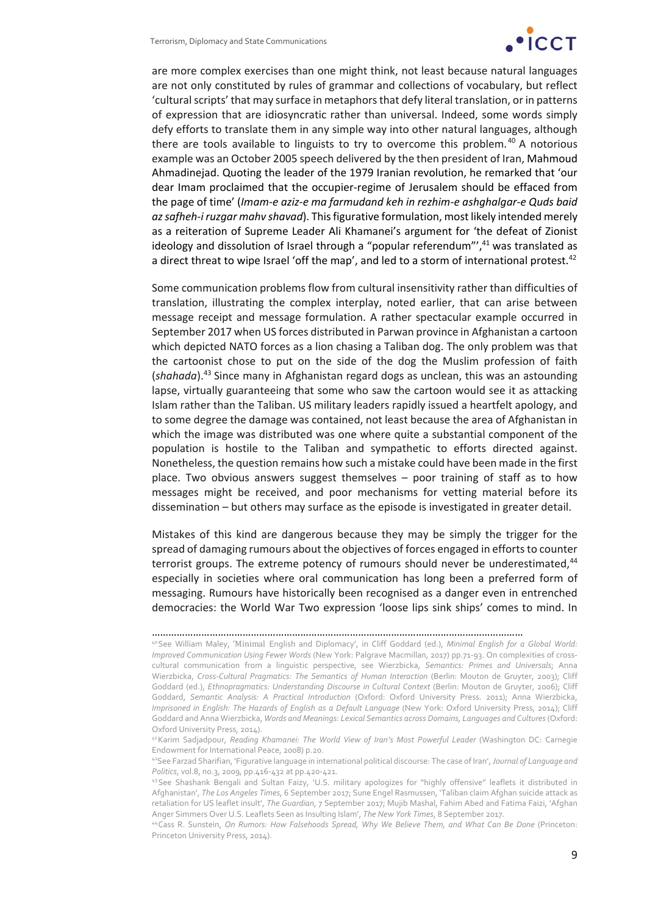are more complex exercises than one might think, not least because natural languages are not only constituted by rules of grammar and collections of vocabulary, but reflect 'cultural scripts' that may surface in metaphors that defy literal translation, or in patterns of expression that are idiosyncratic rather than universal. Indeed, some words simply defy efforts to translate them in any simple way into other natural languages, although there are tools available to linguists to try to overcome this problem.[40] A notorious example was an October 2005 speech delivered by the then president of Iran, Mahmoud Ahmadinejad. Quoting the leader of the 1979 Iranian revolution, he remarked that 'our dear Imam proclaimed that the occupier-regime of Jerusalem should be effaced from the page of time' (*Imam-e aziz-e ma farmudand keh in rezhim-e ashghalgar-e Quds baid az safheh-i ruzgar mahv shavad*). This figurative formulation, most likely intended merely as a reiteration of Supreme Leader Ali Khamanei's argument for 'the defeat of Zionist ideology and dissolution of Israel through a "popular referendum"',[41] was translated as a direct threat to wipe Israel 'off the map', and led to a storm of international protest.[42]

Some communication problems flow from cultural insensitivity rather than difficulties of translation, illustrating the complex interplay, noted earlier, that can arise between message receipt and message formulation. A rather spectacular example occurred in September 2017 when US forces distributed in Parwan province in Afghanistan a cartoon which depicted NATO forces as a lion chasing a Taliban dog. The only problem was that the cartoonist chose to put on the side of the dog the Muslim profession of faith (*shahada*).[43] Since many in Afghanistan regard dogs as unclean, this was an astounding lapse, virtually guaranteeing that some who saw the cartoon would see it as attacking Islam rather than the Taliban. US military leaders rapidly issued a heartfelt apology, and to some degree the damage was contained, not least because the area of Afghanistan in which the image was distributed was one where quite a substantial component of the population is hostile to the Taliban and sympathetic to efforts directed against. Nonetheless, the question remains how such a mistake could have been made in the first place. Two obvious answers suggest themselves – poor training of staff as to how messages might be received, and poor mechanisms for vetting material before its dissemination – but others may surface as the episode is investigated in greater detail.

Mistakes of this kind are dangerous because they may be simply the trigger for the spread of damaging rumours about the objectives of forces engaged in efforts to counter terrorist groups. The extreme potency of rumours should never be underestimated,[44] especially in societies where oral communication has long been a preferred form of messaging. Rumours have historically been recognised as a danger even in entrenched democracies: the World War Two expression 'loose lips sink ships' comes to mind. In

---

[40] See William Maley, 'Minimal English and Diplomacy', in Cliff Goddard (ed.), *Minimal English for a Global World: Improved Communication Using Fewer Words* (New York: Palgrave Macmillan, 2017) pp.71-93. On complexities of cross-cultural communication from a linguistic perspective, see Wierzbicka, *Semantics: Primes and Universals*; Anna Wierzbicka, *Cross-Cultural Pragmatics: The Semantics of Human Interaction* (Berlin: Mouton de Gruyter, 2003); Cliff Goddard (ed.), *Ethnopragmatics: Understanding Discourse in Cultural Context* (Berlin: Mouton de Gruyter, 2006); Cliff Goddard, *Semantic Analysis: A Practical Introduction* (Oxford: Oxford University Press. 2011); Anna Wierzbicka, *Imprisoned in English: The Hazards of English as a Default Language* (New York: Oxford University Press, 2014); Cliff Goddard and Anna Wierzbicka, *Words and Meanings: Lexical Semantics across Domains, Languages and Cultures* (Oxford: Oxford University Press, 2014).

[41] Karim Sadjadpour, *Reading Khamanei: The World View of Iran's Most Powerful Leader* (Washington DC: Carnegie Endowment for International Peace, 2008) p.20.

[42] See Farzad Sharifian, 'Figurative language in international political discourse: The case of Iran', *Journal of Language and Politics*, vol.8, no.3, 2009, pp.416-432 at pp.420-421.

[43] See Shashank Bengali and Sultan Faizy, 'U.S. military apologizes for "highly offensive" leaflets it distributed in Afghanistan', *The Los Angeles Times*, 6 September 2017; Sune Engel Rasmussen, 'Taliban claim Afghan suicide attack as retaliation for US leaflet insult', *The Guardian*, 7 September 2017; Mujib Mashal, Fahim Abed and Fatima Faizi, 'Afghan Anger Simmers Over U.S. Leaflets Seen as Insulting Islam', *The New York Times*, 8 September 2017.

[44] Cass R. Sunstein, *On Rumors: How Falsehoods Spread, Why We Believe Them, and What Can Be Done* (Princeton: Princeton University Press, 2014).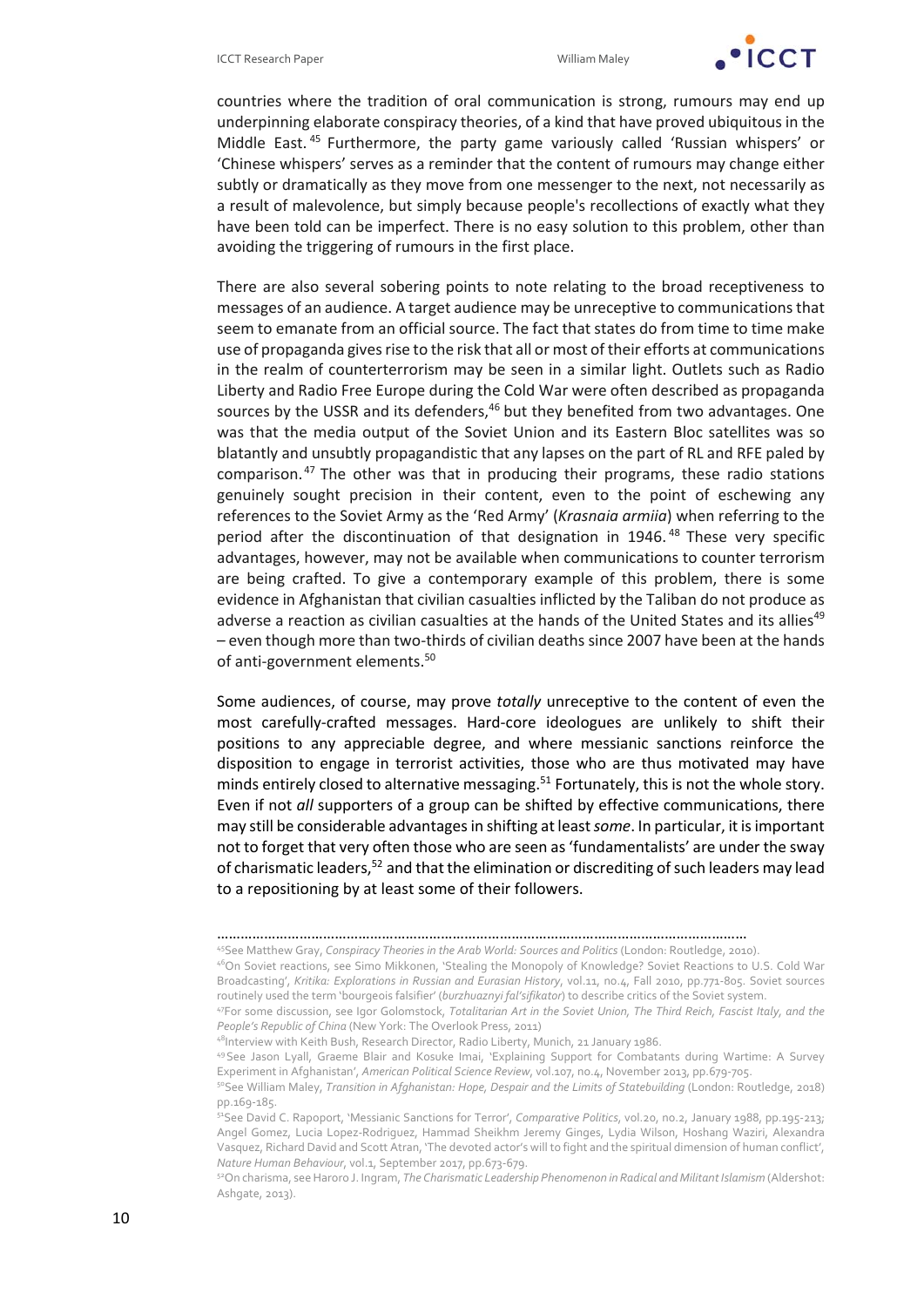countries where the tradition of oral communication is strong, rumours may end up underpinning elaborate conspiracy theories, of a kind that have proved ubiquitous in the Middle East.[45] Furthermore, the party game variously called 'Russian whispers' or 'Chinese whispers' serves as a reminder that the content of rumours may change either subtly or dramatically as they move from one messenger to the next, not necessarily as a result of malevolence, but simply because people's recollections of exactly what they have been told can be imperfect. There is no easy solution to this problem, other than avoiding the triggering of rumours in the first place.

There are also several sobering points to note relating to the broad receptiveness to messages of an audience. A target audience may be unreceptive to communications that seem to emanate from an official source. The fact that states do from time to time make use of propaganda gives rise to the risk that all or most of their efforts at communications in the realm of counterterrorism may be seen in a similar light. Outlets such as Radio Liberty and Radio Free Europe during the Cold War were often described as propaganda sources by the USSR and its defenders,[46] but they benefited from two advantages. One was that the media output of the Soviet Union and its Eastern Bloc satellites was so blatantly and unsubtly propagandistic that any lapses on the part of RL and RFE paled by comparison.[47] The other was that in producing their programs, these radio stations genuinely sought precision in their content, even to the point of eschewing any references to the Soviet Army as the 'Red Army' (*Krasnaia armiia*) when referring to the period after the discontinuation of that designation in 1946.[48] These very specific advantages, however, may not be available when communications to counter terrorism are being crafted. To give a contemporary example of this problem, there is some evidence in Afghanistan that civilian casualties inflicted by the Taliban do not produce as adverse a reaction as civilian casualties at the hands of the United States and its allies[49] – even though more than two-thirds of civilian deaths since 2007 have been at the hands of anti-government elements.[50]

Some audiences, of course, may prove *totally* unreceptive to the content of even the most carefully-crafted messages. Hard-core ideologues are unlikely to shift their positions to any appreciable degree, and where messianic sanctions reinforce the disposition to engage in terrorist activities, those who are thus motivated may have minds entirely closed to alternative messaging.[51] Fortunately, this is not the whole story. Even if not *all* supporters of a group can be shifted by effective communications, there may still be considerable advantages in shifting at least *some*. In particular, it is important not to forget that very often those who are seen as 'fundamentalists' are under the sway of charismatic leaders,[52] and that the elimination or discrediting of such leaders may lead to a repositioning by at least some of their followers.

---

[45] See Matthew Gray, *Conspiracy Theories in the Arab World: Sources and Politics* (London: Routledge, 2010).

[46] On Soviet reactions, see Simo Mikkonen, 'Stealing the Monopoly of Knowledge? Soviet Reactions to U.S. Cold War Broadcasting', *Kritika: Explorations in Russian and Eurasian History*, vol.11, no.4, Fall 2010, pp.771-805. Soviet sources routinely used the term 'bourgeois falsifier' (*burzhuaznyi fal'sifikator*) to describe critics of the Soviet system.

[47] For some discussion, see Igor Golomstock, *Totalitarian Art in the Soviet Union, The Third Reich, Fascist Italy, and the People's Republic of China* (New York: The Overlook Press, 2011)

[48] Interview with Keith Bush, Research Director, Radio Liberty, Munich, 21 January 1986.

[49] See Jason Lyall, Graeme Blair and Kosuke Imai, 'Explaining Support for Combatants during Wartime: A Survey Experiment in Afghanistan', *American Political Science Review*, vol.107, no.4, November 2013, pp.679-705.

[50] See William Maley, *Transition in Afghanistan: Hope, Despair and the Limits of Statebuilding* (London: Routledge, 2018) pp.169-185.

[51] See David C. Rapoport, 'Messianic Sanctions for Terror', *Comparative Politics*, vol.20, no.2, January 1988, pp.195-213; Angel Gomez, Lucia Lopez-Rodriguez, Hammad Sheikhm Jeremy Ginges, Lydia Wilson, Hoshang Waziri, Alexandra Vasquez, Richard David and Scott Atran, 'The devoted actor's will to fight and the spiritual dimension of human conflict', *Nature Human Behaviour*, vol.1, September 2017, pp.673-679.

[52] On charisma, see Haroro J. Ingram, *The Charismatic Leadership Phenomenon in Radical and Militant Islamism* (Aldershot: Ashgate, 2013).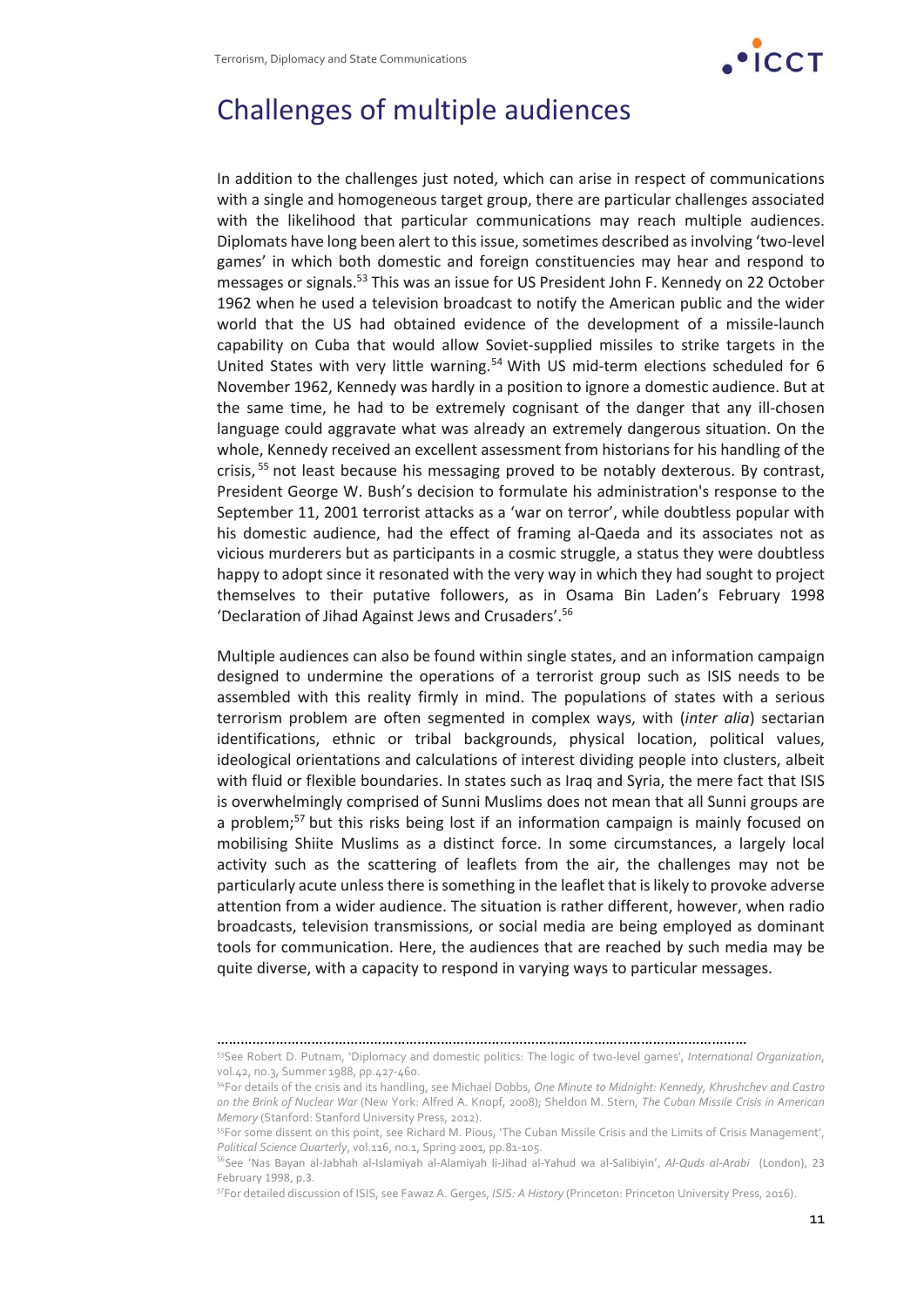## Challenges of multiple audiences

In addition to the challenges just noted, which can arise in respect of communications with a single and homogeneous target group, there are particular challenges associated with the likelihood that particular communications may reach multiple audiences. Diplomats have long been alert to this issue, sometimes described as involving 'two-level games' in which both domestic and foreign constituencies may hear and respond to messages or signals.[53] This was an issue for US President John F. Kennedy on 22 October 1962 when he used a television broadcast to notify the American public and the wider world that the US had obtained evidence of the development of a missile-launch capability on Cuba that would allow Soviet-supplied missiles to strike targets in the United States with very little warning.[54] With US mid-term elections scheduled for 6 November 1962, Kennedy was hardly in a position to ignore a domestic audience. But at the same time, he had to be extremely cognisant of the danger that any ill-chosen language could aggravate what was already an extremely dangerous situation. On the whole, Kennedy received an excellent assessment from historians for his handling of the crisis,[55] not least because his messaging proved to be notably dexterous. By contrast, President George W. Bush's decision to formulate his administration's response to the September 11, 2001 terrorist attacks as a 'war on terror', while doubtless popular with his domestic audience, had the effect of framing al-Qaeda and its associates not as vicious murderers but as participants in a cosmic struggle, a status they were doubtless happy to adopt since it resonated with the very way in which they had sought to project themselves to their putative followers, as in Osama Bin Laden's February 1998 'Declaration of Jihad Against Jews and Crusaders'.[56]

Multiple audiences can also be found within single states, and an information campaign designed to undermine the operations of a terrorist group such as ISIS needs to be assembled with this reality firmly in mind. The populations of states with a serious terrorism problem are often segmented in complex ways, with (*inter alia*) sectarian identifications, ethnic or tribal backgrounds, physical location, political values, ideological orientations and calculations of interest dividing people into clusters, albeit with fluid or flexible boundaries. In states such as Iraq and Syria, the mere fact that ISIS is overwhelmingly comprised of Sunni Muslims does not mean that all Sunni groups are a problem;[57] but this risks being lost if an information campaign is mainly focused on mobilising Shiite Muslims as a distinct force. In some circumstances, a largely local activity such as the scattering of leaflets from the air, the challenges may not be particularly acute unless there is something in the leaflet that is likely to provoke adverse attention from a wider audience. The situation is rather different, however, when radio broadcasts, television transmissions, or social media are being employed as dominant tools for communication. Here, the audiences that are reached by such media may be quite diverse, with a capacity to respond in varying ways to particular messages.

---

[53] See Robert D. Putnam, 'Diplomacy and domestic politics: The logic of two-level games', *International Organization*, vol.42, no.3, Summer 1988, pp.427-460.

[54] For details of the crisis and its handling, see Michael Dobbs, *One Minute to Midnight: Kennedy, Khrushchev and Castro on the Brink of Nuclear War* (New York: Alfred A. Knopf, 2008); Sheldon M. Stern, *The Cuban Missile Crisis in American Memory* (Stanford: Stanford University Press, 2012).

[55] For some dissent on this point, see Richard M. Pious, 'The Cuban Missile Crisis and the Limits of Crisis Management', *Political Science Quarterly*, vol.116, no.1, Spring 2001, pp.81-105.

[56] See 'Nas Bayan al-Jabhah al-Islamiyah al-Alamiyah li-Jihad al-Yahud wa al-Salibiyin', *Al-Quds al-Arabi* (London), 23 February 1998, p.3.

[57] For detailed discussion of ISIS, see Fawaz A. Gerges, *ISIS: A History* (Princeton: Princeton University Press, 2016).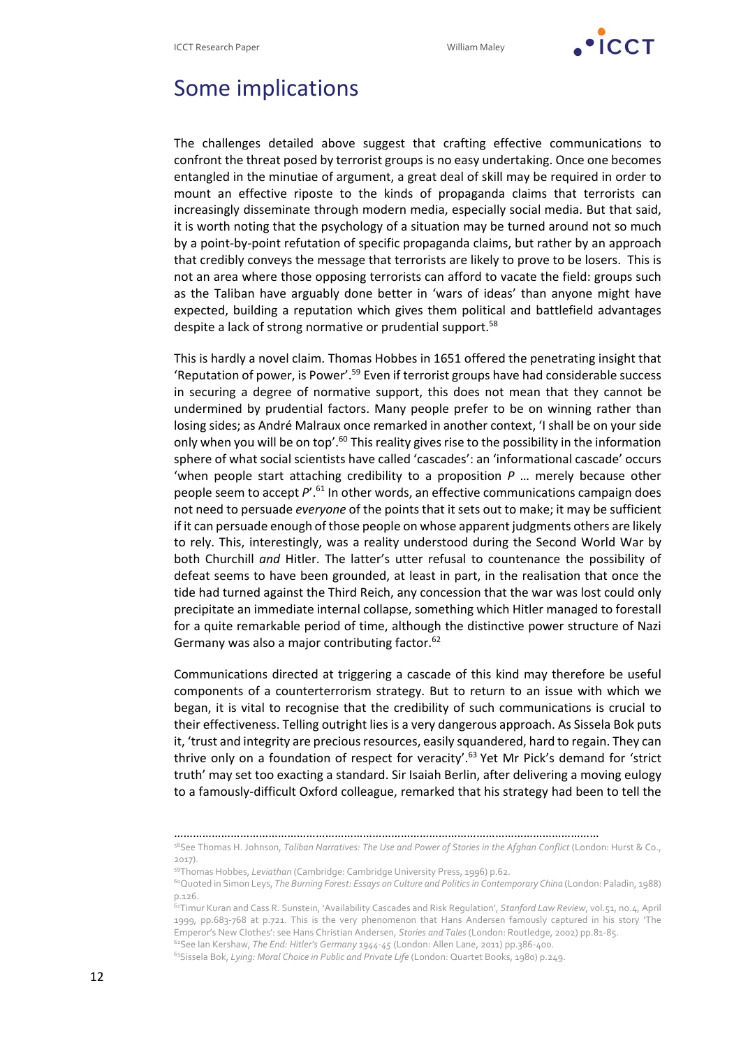## Some implications

The challenges detailed above suggest that crafting effective communications to confront the threat posed by terrorist groups is no easy undertaking. Once one becomes entangled in the minutiae of argument, a great deal of skill may be required in order to mount an effective riposte to the kinds of propaganda claims that terrorists can increasingly disseminate through modern media, especially social media. But that said, it is worth noting that the psychology of a situation may be turned around not so much by a point-by-point refutation of specific propaganda claims, but rather by an approach that credibly conveys the message that terrorists are likely to prove to be losers. This is not an area where those opposing terrorists can afford to vacate the field: groups such as the Taliban have arguably done better in 'wars of ideas' than anyone might have expected, building a reputation which gives them political and battlefield advantages despite a lack of strong normative or prudential support.[58]

This is hardly a novel claim. Thomas Hobbes in 1651 offered the penetrating insight that 'Reputation of power, is Power'.[59] Even if terrorist groups have had considerable success in securing a degree of normative support, this does not mean that they cannot be undermined by prudential factors. Many people prefer to be on winning rather than losing sides; as André Malraux once remarked in another context, 'I shall be on your side only when you will be on top'.[60] This reality gives rise to the possibility in the information sphere of what social scientists have called 'cascades': an 'informational cascade' occurs 'when people start attaching credibility to a proposition *P* … merely because other people seem to accept *P*'.[61] In other words, an effective communications campaign does not need to persuade *everyone* of the points that it sets out to make; it may be sufficient if it can persuade enough of those people on whose apparent judgments others are likely to rely. This, interestingly, was a reality understood during the Second World War by both Churchill *and* Hitler. The latter's utter refusal to countenance the possibility of defeat seems to have been grounded, at least in part, in the realisation that once the tide had turned against the Third Reich, any concession that the war was lost could only precipitate an immediate internal collapse, something which Hitler managed to forestall for a quite remarkable period of time, although the distinctive power structure of Nazi Germany was also a major contributing factor.[62]

Communications directed at triggering a cascade of this kind may therefore be useful components of a counterterrorism strategy. But to return to an issue with which we began, it is vital to recognise that the credibility of such communications is crucial to their effectiveness. Telling outright lies is a very dangerous approach. As Sissela Bok puts it, 'trust and integrity are precious resources, easily squandered, hard to regain. They can thrive only on a foundation of respect for veracity'.[63] Yet Mr Pick's demand for 'strict truth' may set too exacting a standard. Sir Isaiah Berlin, after delivering a moving eulogy to a famously-difficult Oxford colleague, remarked that his strategy had been to tell the

---

[58] See Thomas H. Johnson, *Taliban Narratives: The Use and Power of Stories in the Afghan Conflict* (London: Hurst & Co., 2017).

[59] Thomas Hobbes, *Leviathan* (Cambridge: Cambridge University Press, 1996) p.62.

[60] Quoted in Simon Leys, *The Burning Forest: Essays on Culture and Politics in Contemporary China* (London: Paladin, 1988) p.126.

[61] Timur Kuran and Cass R. Sunstein, 'Availability Cascades and Risk Regulation', *Stanford Law Review*, vol.51, no.4, April 1999, pp.683-768 at p.721. This is the very phenomenon that Hans Andersen famously captured in his story 'The Emperor's New Clothes': see Hans Christian Andersen, *Stories and Tales* (London: Routledge, 2002) pp.81-85.

[62] See Ian Kershaw, *The End: Hitler's Germany 1944-45* (London: Allen Lane, 2011) pp.386-400.

[63] Sissela Bok, *Lying: Moral Choice in Public and Private Life* (London: Quartet Books, 1980) p.249.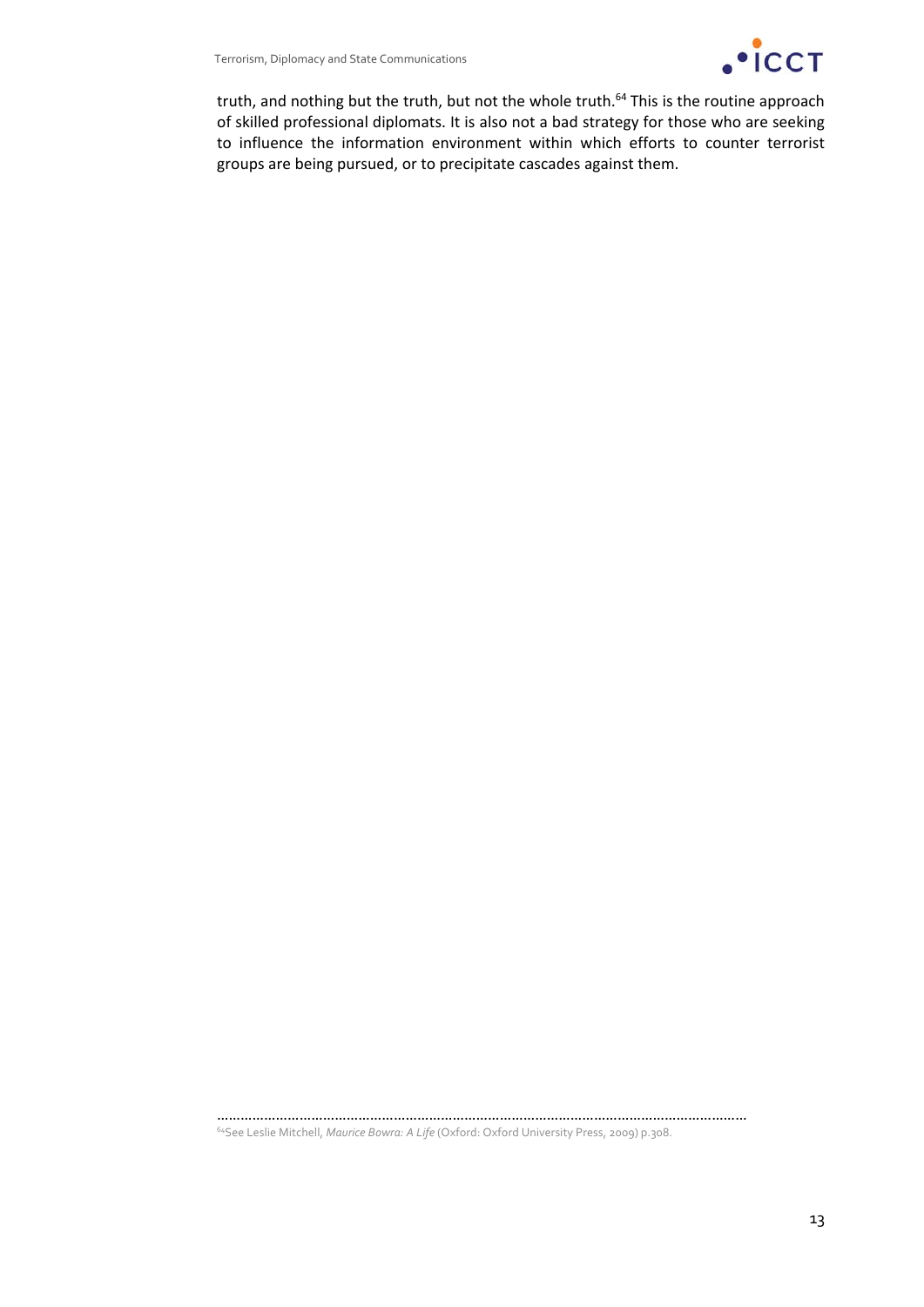truth, and nothing but the truth, but not the whole truth.[64] This is the routine approach of skilled professional diplomats. It is also not a bad strategy for those who are seeking to influence the information environment within which efforts to counter terrorist groups are being pursued, or to precipitate cascades against them.

[64] See Leslie Mitchell, *Maurice Bowra: A Life* (Oxford: Oxford University Press, 2009) p.308.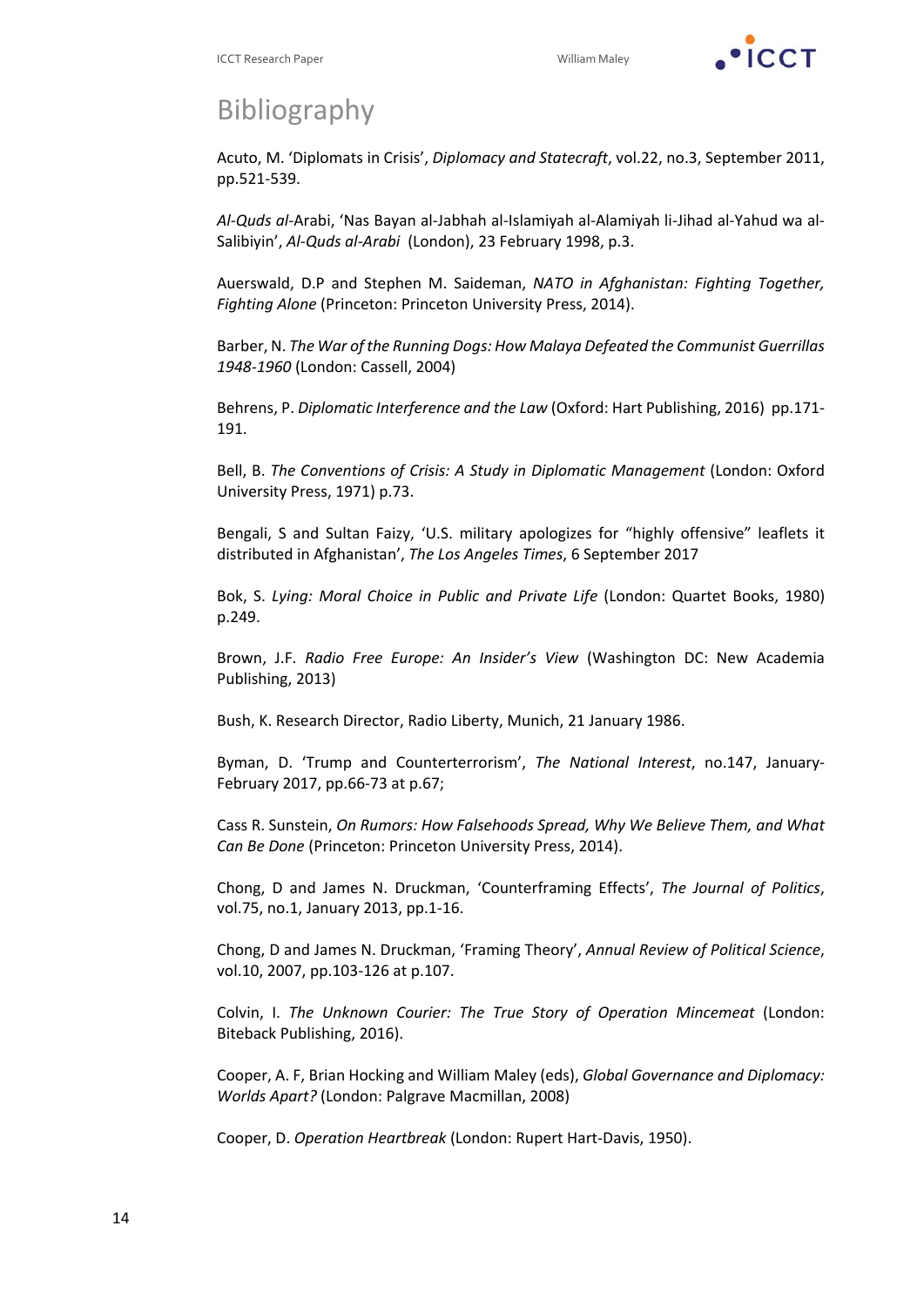# Bibliography

Acuto, M. 'Diplomats in Crisis', *Diplomacy and Statecraft*, vol.22, no.3, September 2011, pp.521-539.

*Al-Quds al-*Arabi, 'Nas Bayan al-Jabhah al-Islamiyah al-Alamiyah li-Jihad al-Yahud wa al-Salibiyin', *Al-Quds al-Arabi* (London), 23 February 1998, p.3.

Auerswald, D.P and Stephen M. Saideman, *NATO in Afghanistan: Fighting Together, Fighting Alone* (Princeton: Princeton University Press, 2014).

Barber, N. *The War of the Running Dogs: How Malaya Defeated the Communist Guerrillas 1948-1960* (London: Cassell, 2004)

Behrens, P. *Diplomatic Interference and the Law* (Oxford: Hart Publishing, 2016) pp.171-191.

Bell, B. *The Conventions of Crisis: A Study in Diplomatic Management* (London: Oxford University Press, 1971) p.73.

Bengali, S and Sultan Faizy, 'U.S. military apologizes for "highly offensive" leaflets it distributed in Afghanistan', *The Los Angeles Times*, 6 September 2017

Bok, S. *Lying: Moral Choice in Public and Private Life* (London: Quartet Books, 1980) p.249.

Brown, J.F. *Radio Free Europe: An Insider's View* (Washington DC: New Academia Publishing, 2013)

Bush, K. Research Director, Radio Liberty, Munich, 21 January 1986.

Byman, D. 'Trump and Counterterrorism', *The National Interest*, no.147, January-February 2017, pp.66-73 at p.67;

Cass R. Sunstein, *On Rumors: How Falsehoods Spread, Why We Believe Them, and What Can Be Done* (Princeton: Princeton University Press, 2014).

Chong, D and James N. Druckman, 'Counterframing Effects', *The Journal of Politics*, vol.75, no.1, January 2013, pp.1-16.

Chong, D and James N. Druckman, 'Framing Theory', *Annual Review of Political Science*, vol.10, 2007, pp.103-126 at p.107.

Colvin, I. *The Unknown Courier: The True Story of Operation Mincemeat* (London: Biteback Publishing, 2016).

Cooper, A. F, Brian Hocking and William Maley (eds), *Global Governance and Diplomacy: Worlds Apart?* (London: Palgrave Macmillan, 2008)

Cooper, D. *Operation Heartbreak* (London: Rupert Hart-Davis, 1950).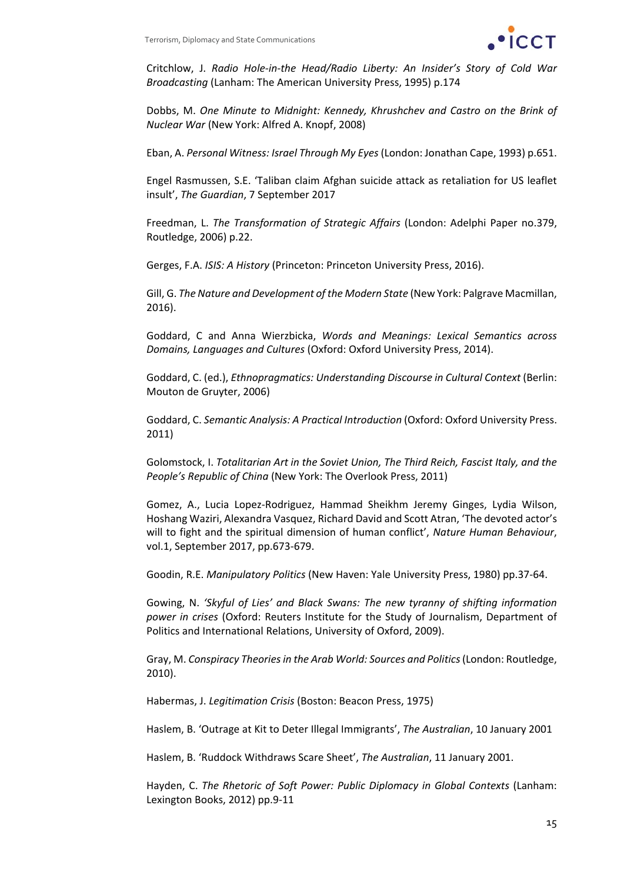Critchlow, J. *Radio Hole-in-the Head/Radio Liberty: An Insider's Story of Cold War Broadcasting* (Lanham: The American University Press, 1995) p.174

Dobbs, M. *One Minute to Midnight: Kennedy, Khrushchev and Castro on the Brink of Nuclear War* (New York: Alfred A. Knopf, 2008)

Eban, A. *Personal Witness: Israel Through My Eyes* (London: Jonathan Cape, 1993) p.651.

Engel Rasmussen, S.E. 'Taliban claim Afghan suicide attack as retaliation for US leaflet insult', *The Guardian*, 7 September 2017

Freedman, L. *The Transformation of Strategic Affairs* (London: Adelphi Paper no.379, Routledge, 2006) p.22.

Gerges, F.A. *ISIS: A History* (Princeton: Princeton University Press, 2016).

Gill, G. *The Nature and Development of the Modern State* (New York: Palgrave Macmillan, 2016).

Goddard, C and Anna Wierzbicka, *Words and Meanings: Lexical Semantics across Domains, Languages and Cultures* (Oxford: Oxford University Press, 2014).

Goddard, C. (ed.), *Ethnopragmatics: Understanding Discourse in Cultural Context* (Berlin: Mouton de Gruyter, 2006)

Goddard, C. *Semantic Analysis: A Practical Introduction* (Oxford: Oxford University Press. 2011)

Golomstock, I. *Totalitarian Art in the Soviet Union, The Third Reich, Fascist Italy, and the People's Republic of China* (New York: The Overlook Press, 2011)

Gomez, A., Lucia Lopez-Rodriguez, Hammad Sheikhm Jeremy Ginges, Lydia Wilson, Hoshang Waziri, Alexandra Vasquez, Richard David and Scott Atran, 'The devoted actor's will to fight and the spiritual dimension of human conflict', *Nature Human Behaviour*, vol.1, September 2017, pp.673-679.

Goodin, R.E. *Manipulatory Politics* (New Haven: Yale University Press, 1980) pp.37-64.

Gowing, N. *'Skyful of Lies' and Black Swans: The new tyranny of shifting information power in crises* (Oxford: Reuters Institute for the Study of Journalism, Department of Politics and International Relations, University of Oxford, 2009).

Gray, M. *Conspiracy Theories in the Arab World: Sources and Politics* (London: Routledge, 2010).

Habermas, J. *Legitimation Crisis* (Boston: Beacon Press, 1975)

Haslem, B. 'Outrage at Kit to Deter Illegal Immigrants', *The Australian*, 10 January 2001

Haslem, B. 'Ruddock Withdraws Scare Sheet', *The Australian*, 11 January 2001.

Hayden, C. *The Rhetoric of Soft Power: Public Diplomacy in Global Contexts* (Lanham: Lexington Books, 2012) pp.9-11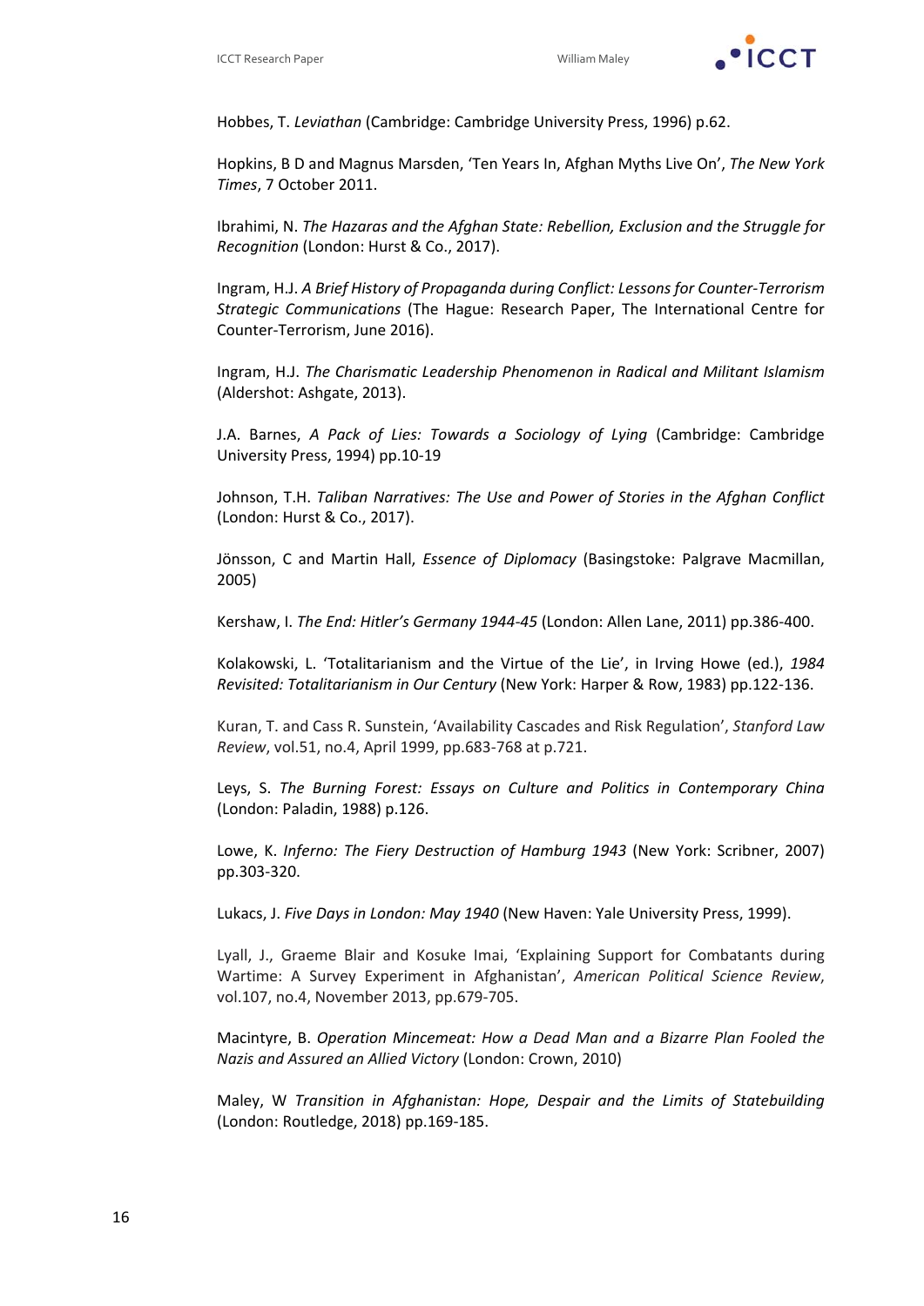Hobbes, T. *Leviathan* (Cambridge: Cambridge University Press, 1996) p.62.

Hopkins, B D and Magnus Marsden, 'Ten Years In, Afghan Myths Live On', *The New York Times*, 7 October 2011.

Ibrahimi, N. *The Hazaras and the Afghan State: Rebellion, Exclusion and the Struggle for Recognition* (London: Hurst & Co., 2017).

Ingram, H.J. *A Brief History of Propaganda during Conflict: Lessons for Counter-Terrorism Strategic Communications* (The Hague: Research Paper, The International Centre for Counter-Terrorism, June 2016).

Ingram, H.J. *The Charismatic Leadership Phenomenon in Radical and Militant Islamism* (Aldershot: Ashgate, 2013).

J.A. Barnes, *A Pack of Lies: Towards a Sociology of Lying* (Cambridge: Cambridge University Press, 1994) pp.10-19

Johnson, T.H. *Taliban Narratives: The Use and Power of Stories in the Afghan Conflict* (London: Hurst & Co., 2017).

Jönsson, C and Martin Hall, *Essence of Diplomacy* (Basingstoke: Palgrave Macmillan, 2005)

Kershaw, I. *The End: Hitler's Germany 1944-45* (London: Allen Lane, 2011) pp.386-400.

Kolakowski, L. 'Totalitarianism and the Virtue of the Lie', in Irving Howe (ed.), *1984 Revisited: Totalitarianism in Our Century* (New York: Harper & Row, 1983) pp.122-136.

Kuran, T. and Cass R. Sunstein, 'Availability Cascades and Risk Regulation', *Stanford Law Review*, vol.51, no.4, April 1999, pp.683-768 at p.721.

Leys, S. *The Burning Forest: Essays on Culture and Politics in Contemporary China* (London: Paladin, 1988) p.126.

Lowe, K. *Inferno: The Fiery Destruction of Hamburg 1943* (New York: Scribner, 2007) pp.303-320.

Lukacs, J. *Five Days in London: May 1940* (New Haven: Yale University Press, 1999).

Lyall, J., Graeme Blair and Kosuke Imai, 'Explaining Support for Combatants during Wartime: A Survey Experiment in Afghanistan', *American Political Science Review*, vol.107, no.4, November 2013, pp.679-705.

Macintyre, B. *Operation Mincemeat: How a Dead Man and a Bizarre Plan Fooled the Nazis and Assured an Allied Victory* (London: Crown, 2010)

Maley, W *Transition in Afghanistan: Hope, Despair and the Limits of Statebuilding* (London: Routledge, 2018) pp.169-185.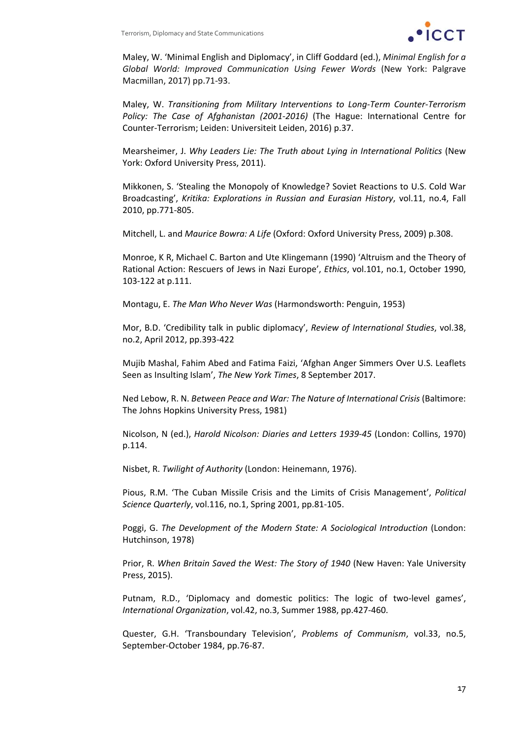Maley, W. 'Minimal English and Diplomacy', in Cliff Goddard (ed.), *Minimal English for a Global World: Improved Communication Using Fewer Words* (New York: Palgrave Macmillan, 2017) pp.71-93.

Maley, W. *Transitioning from Military Interventions to Long-Term Counter-Terrorism Policy: The Case of Afghanistan (2001-2016)* (The Hague: International Centre for Counter-Terrorism; Leiden: Universiteit Leiden, 2016) p.37.

Mearsheimer, J. *Why Leaders Lie: The Truth about Lying in International Politics* (New York: Oxford University Press, 2011).

Mikkonen, S. 'Stealing the Monopoly of Knowledge? Soviet Reactions to U.S. Cold War Broadcasting', *Kritika: Explorations in Russian and Eurasian History*, vol.11, no.4, Fall 2010, pp.771-805.

Mitchell, L. and *Maurice Bowra: A Life* (Oxford: Oxford University Press, 2009) p.308.

Monroe, K R, Michael C. Barton and Ute Klingemann (1990) 'Altruism and the Theory of Rational Action: Rescuers of Jews in Nazi Europe', *Ethics*, vol.101, no.1, October 1990, 103-122 at p.111.

Montagu, E. *The Man Who Never Was* (Harmondsworth: Penguin, 1953)

Mor, B.D. 'Credibility talk in public diplomacy', *Review of International Studies*, vol.38, no.2, April 2012, pp.393-422

Mujib Mashal, Fahim Abed and Fatima Faizi, 'Afghan Anger Simmers Over U.S. Leaflets Seen as Insulting Islam', *The New York Times*, 8 September 2017.

Ned Lebow, R. N. *Between Peace and War: The Nature of International Crisis* (Baltimore: The Johns Hopkins University Press, 1981)

Nicolson, N (ed.), *Harold Nicolson: Diaries and Letters 1939-45* (London: Collins, 1970) p.114.

Nisbet, R. *Twilight of Authority* (London: Heinemann, 1976).

Pious, R.M. 'The Cuban Missile Crisis and the Limits of Crisis Management', *Political Science Quarterly*, vol.116, no.1, Spring 2001, pp.81-105.

Poggi, G. *The Development of the Modern State: A Sociological Introduction* (London: Hutchinson, 1978)

Prior, R. *When Britain Saved the West: The Story of 1940* (New Haven: Yale University Press, 2015).

Putnam, R.D., 'Diplomacy and domestic politics: The logic of two-level games', *International Organization*, vol.42, no.3, Summer 1988, pp.427-460.

Quester, G.H. 'Transboundary Television', *Problems of Communism*, vol.33, no.5, September-October 1984, pp.76-87.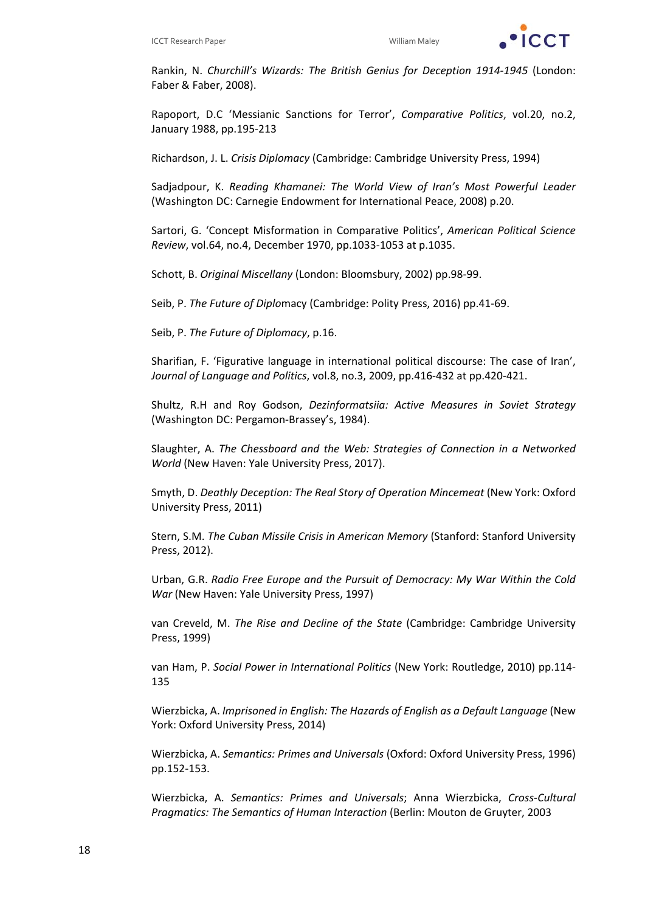Rankin, N. *Churchill's Wizards: The British Genius for Deception 1914-1945* (London: Faber & Faber, 2008).

Rapoport, D.C 'Messianic Sanctions for Terror', *Comparative Politics*, vol.20, no.2, January 1988, pp.195-213

Richardson, J. L. *Crisis Diplomacy* (Cambridge: Cambridge University Press, 1994)

Sadjadpour, K. *Reading Khamanei: The World View of Iran's Most Powerful Leader* (Washington DC: Carnegie Endowment for International Peace, 2008) p.20.

Sartori, G. 'Concept Misformation in Comparative Politics', *American Political Science Review*, vol.64, no.4, December 1970, pp.1033-1053 at p.1035.

Schott, B. *Original Miscellany* (London: Bloomsbury, 2002) pp.98-99.

Seib, P. *The Future of Diplo*macy (Cambridge: Polity Press, 2016) pp.41-69.

Seib, P. *The Future of Diplomacy*, p.16.

Sharifian, F. 'Figurative language in international political discourse: The case of Iran', *Journal of Language and Politics*, vol.8, no.3, 2009, pp.416-432 at pp.420-421.

Shultz, R.H and Roy Godson, *Dezinformatsiia: Active Measures in Soviet Strategy* (Washington DC: Pergamon-Brassey's, 1984).

Slaughter, A. *The Chessboard and the Web: Strategies of Connection in a Networked World* (New Haven: Yale University Press, 2017).

Smyth, D. *Deathly Deception: The Real Story of Operation Mincemeat* (New York: Oxford University Press, 2011)

Stern, S.M. *The Cuban Missile Crisis in American Memory* (Stanford: Stanford University Press, 2012).

Urban, G.R. *Radio Free Europe and the Pursuit of Democracy: My War Within the Cold War* (New Haven: Yale University Press, 1997)

van Creveld, M. *The Rise and Decline of the State* (Cambridge: Cambridge University Press, 1999)

van Ham, P. *Social Power in International Politics* (New York: Routledge, 2010) pp.114-135

Wierzbicka, A. *Imprisoned in English: The Hazards of English as a Default Language* (New York: Oxford University Press, 2014)

Wierzbicka, A. *Semantics: Primes and Universals* (Oxford: Oxford University Press, 1996) pp.152-153.

Wierzbicka, A. *Semantics: Primes and Universals*; Anna Wierzbicka, *Cross-Cultural Pragmatics: The Semantics of Human Interaction* (Berlin: Mouton de Gruyter, 2003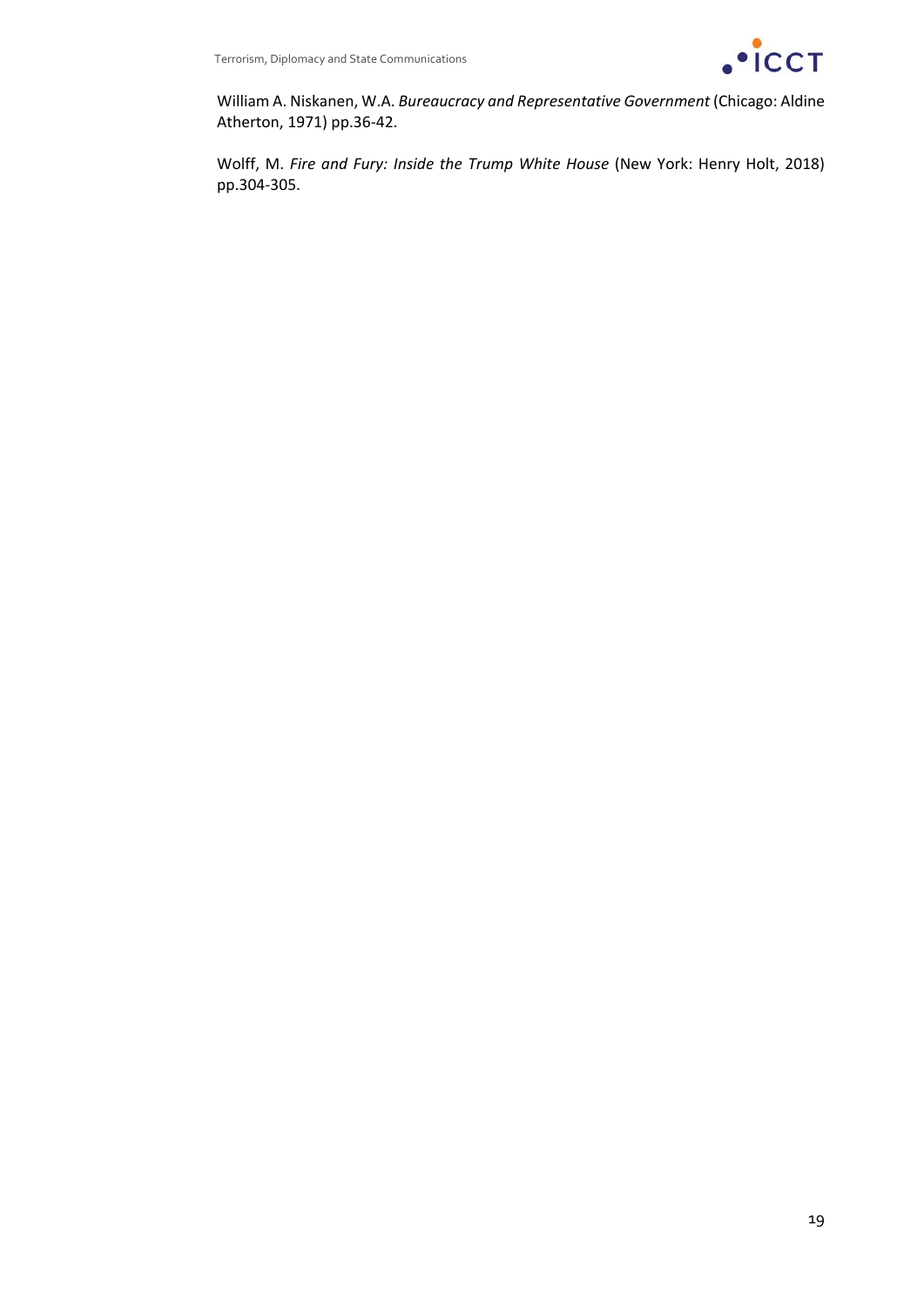William A. Niskanen, W.A. *Bureaucracy and Representative Government* (Chicago: Aldine Atherton, 1971) pp.36-42.

Wolff, M. *Fire and Fury: Inside the Trump White House* (New York: Henry Holt, 2018) pp.304-305.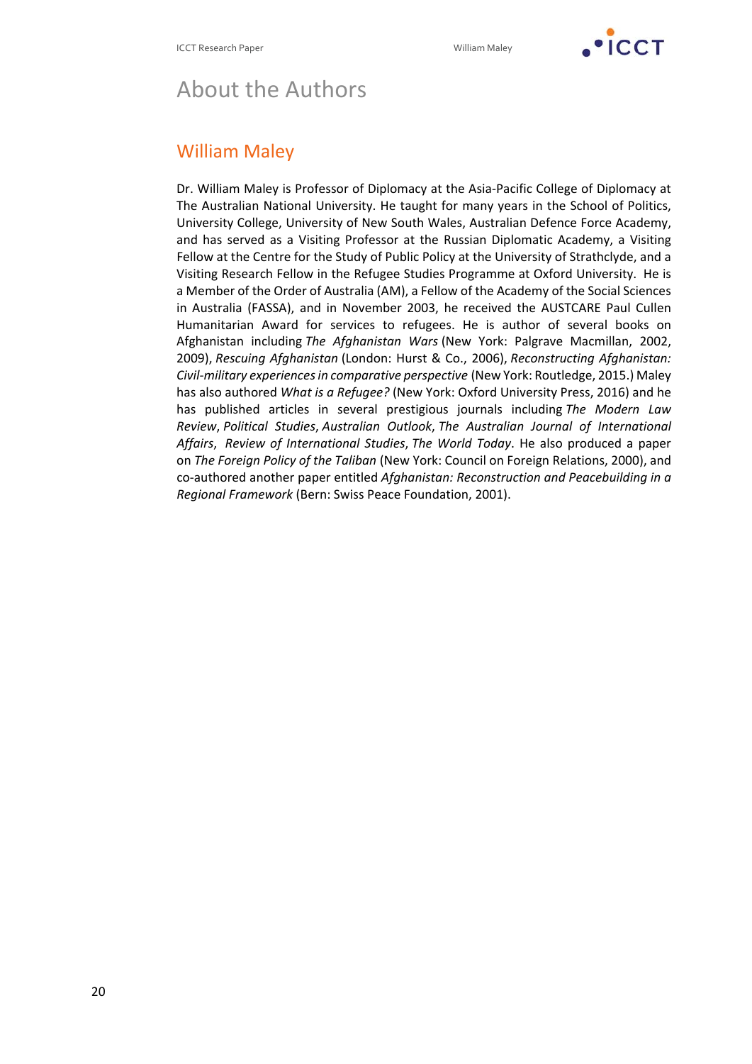# About the Authors

## William Maley

Dr. William Maley is Professor of Diplomacy at the Asia-Pacific College of Diplomacy at The Australian National University. He taught for many years in the School of Politics, University College, University of New South Wales, Australian Defence Force Academy, and has served as a Visiting Professor at the Russian Diplomatic Academy, a Visiting Fellow at the Centre for the Study of Public Policy at the University of Strathclyde, and a Visiting Research Fellow in the Refugee Studies Programme at Oxford University. He is a Member of the Order of Australia (AM), a Fellow of the Academy of the Social Sciences in Australia (FASSA), and in November 2003, he received the AUSTCARE Paul Cullen Humanitarian Award for services to refugees. He is author of several books on Afghanistan including *The Afghanistan Wars* (New York: Palgrave Macmillan, 2002, 2009), *Rescuing Afghanistan* (London: Hurst & Co., 2006), *Reconstructing Afghanistan: Civil-military experiences in comparative perspective* (New York: Routledge, 2015.) Maley has also authored *What is a Refugee?* (New York: Oxford University Press, 2016) and he has published articles in several prestigious journals including *The Modern Law Review*, *Political Studies*, *Australian Outlook*, *The Australian Journal of International Affairs*, *Review of International Studies*, *The World Today*. He also produced a paper on *The Foreign Policy of the Taliban* (New York: Council on Foreign Relations, 2000), and co-authored another paper entitled *Afghanistan: Reconstruction and Peacebuilding in a Regional Framework* (Bern: Swiss Peace Foundation, 2001).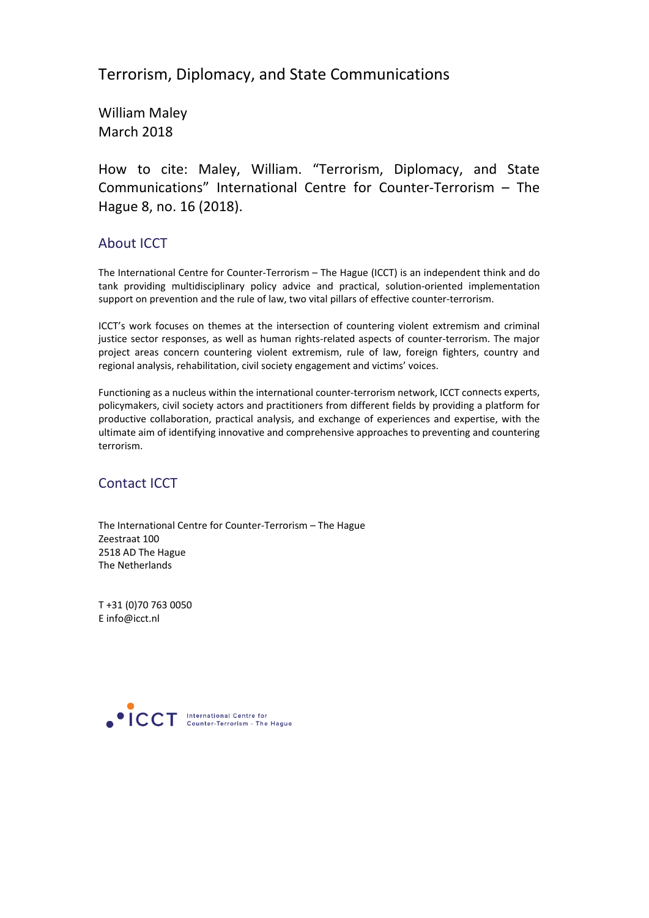Terrorism, Diplomacy, and State Communications

William Maley
March 2018

How to cite: Maley, William. "Terrorism, Diplomacy, and State Communications" International Centre for Counter-Terrorism – The Hague 8, no. 16 (2018).

## About ICCT

The International Centre for Counter-Terrorism – The Hague (ICCT) is an independent think and do tank providing multidisciplinary policy advice and practical, solution-oriented implementation support on prevention and the rule of law, two vital pillars of effective counter-terrorism.

ICCT's work focuses on themes at the intersection of countering violent extremism and criminal justice sector responses, as well as human rights-related aspects of counter-terrorism. The major project areas concern countering violent extremism, rule of law, foreign fighters, country and regional analysis, rehabilitation, civil society engagement and victims' voices.

Functioning as a nucleus within the international counter-terrorism network, ICCT connects experts, policymakers, civil society actors and practitioners from different fields by providing a platform for productive collaboration, practical analysis, and exchange of experiences and expertise, with the ultimate aim of identifying innovative and comprehensive approaches to preventing and countering terrorism.

## Contact ICCT

The International Centre for Counter-Terrorism – The Hague
Zeestraat 100
2518 AD The Hague
The Netherlands

T +31 (0)70 763 0050
E info@icct.nl

ICCT International Centre for Counter-Terrorism - The Hague